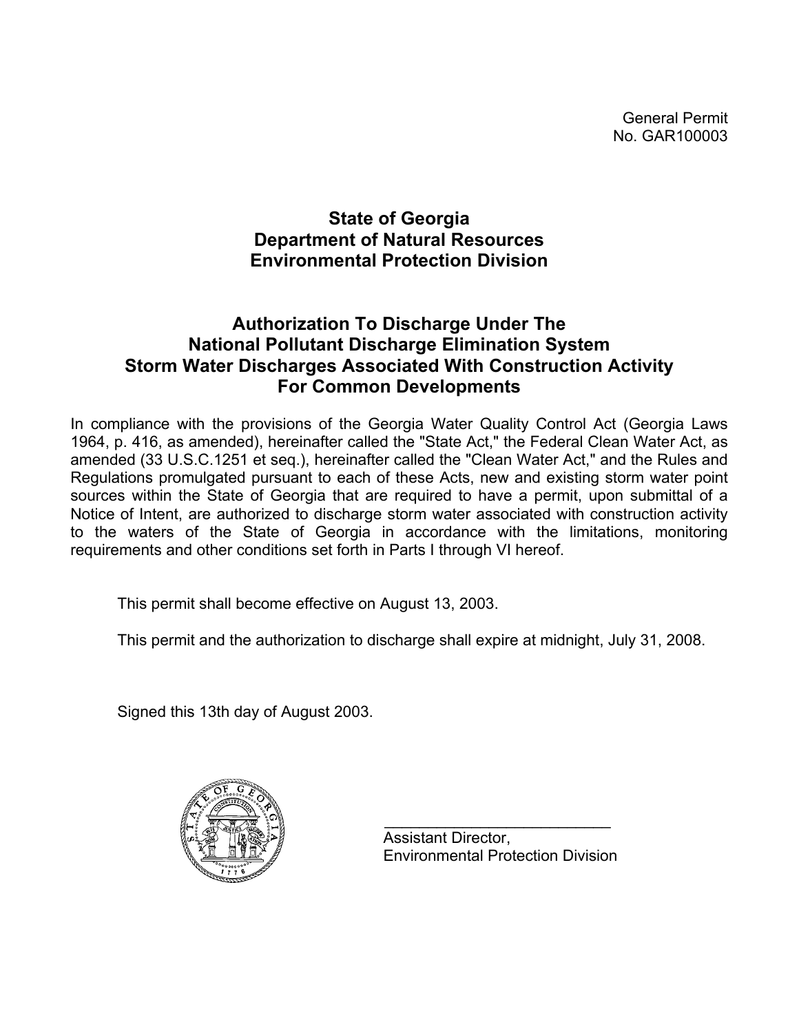General Permit
No. GAR100003

# State of Georgia
# Department of Natural Resources
# Environmental Protection Division

## Authorization To Discharge Under The National Pollutant Discharge Elimination System Storm Water Discharges Associated With Construction Activity For Common Developments

In compliance with the provisions of the Georgia Water Quality Control Act (Georgia Laws 1964, p. 416, as amended), hereinafter called the "State Act," the Federal Clean Water Act, as amended (33 U.S.C.1251 et seq.), hereinafter called the "Clean Water Act," and the Rules and Regulations promulgated pursuant to each of these Acts, new and existing storm water point sources within the State of Georgia that are required to have a permit, upon submittal of a Notice of Intent, are authorized to discharge storm water associated with construction activity to the waters of the State of Georgia in accordance with the limitations, monitoring requirements and other conditions set forth in Parts I through VI hereof.

This permit shall become effective on August 13, 2003.

This permit and the authorization to discharge shall expire at midnight, July 31, 2008.

Signed this 13th day of August 2003.

___________________________
Assistant Director,
Environmental Protection Division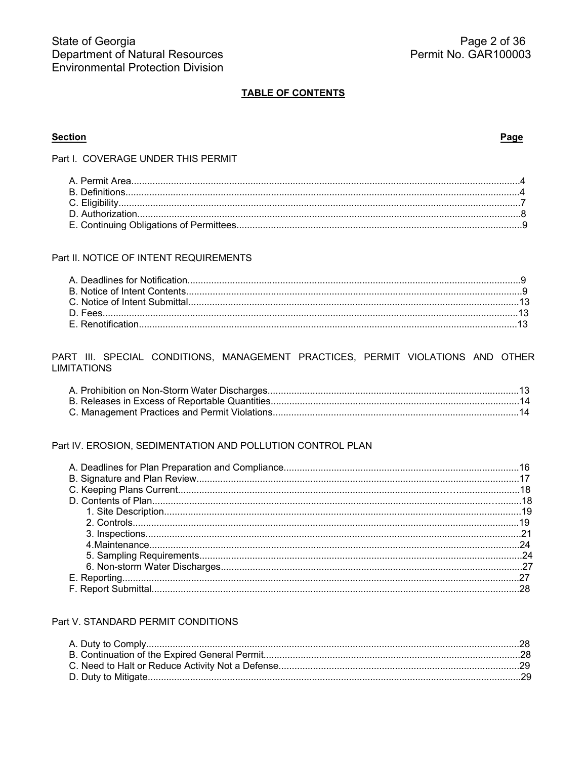**TABLE OF CONTENTS**

**Section** **Page**

Part I. COVERAGE UNDER THIS PERMIT

A. Permit Area....................................................4
B. Definitions....................................................4
C. Eligibility....................................................7
D. Authorization..................................................8
E. Continuing Obligations of Permittees...........................9

Part II. NOTICE OF INTENT REQUIREMENTS

A. Deadlines for Notification.....................................9
B. Notice of Intent Contents......................................9
C. Notice of Intent Submittal.....................................13
D. Fees...........................................................13
E. Renotification.................................................13

PART III. SPECIAL CONDITIONS, MANAGEMENT PRACTICES, PERMIT VIOLATIONS AND OTHER LIMITATIONS

A. Prohibition on Non-Storm Water Discharges......................13
B. Releases in Excess of Reportable Quantities....................14
C. Management Practices and Permit Violations.....................14

Part IV. EROSION, SEDIMENTATION AND POLLUTION CONTROL PLAN

A. Deadlines for Plan Preparation and Compliance..................16
B. Signature and Plan Review......................................17
C. Keeping Plans Current..........................................18
D. Contents of Plan...............................................18
   1. Site Description............................................19
   2. Controls....................................................19
   3. Inspections.................................................21
   4.Maintenance..................................................24
   5. Sampling Requirements.......................................24
   6. Non-storm Water Discharges..................................27
E. Reporting......................................................27
F. Report Submittal...............................................28

Part V. STANDARD PERMIT CONDITIONS

A. Duty to Comply.................................................28
B. Continuation of the Expired General Permit.....................28
C. Need to Halt or Reduce Activity Not a Defense..................29
D. Duty to Mitigate...............................................29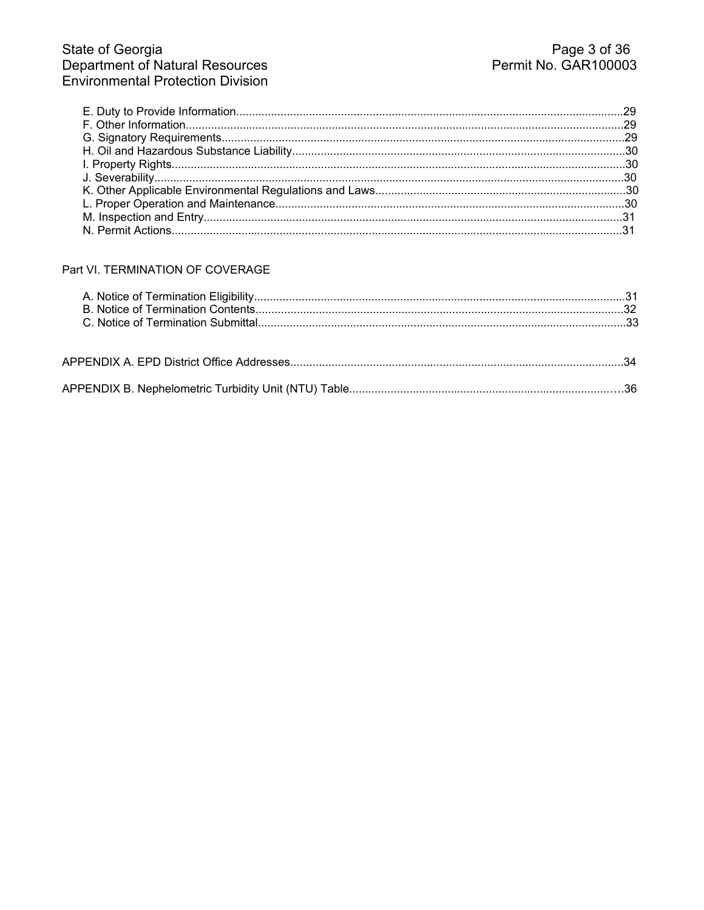E. Duty to Provide Information........................................................................................................................29
F. Other Information.........................................................................................................................................29
G. Signatory Requirements..............................................................................................................................29
H. Oil and Hazardous Substance Liability........................................................................................................30
I. Property Rights..............................................................................................................................................30
J. Severability...................................................................................................................................................30
K. Other Applicable Environmental Regulations and Laws..............................................................................30
L. Proper Operation and Maintenance.............................................................................................................30
M. Inspection and Entry...................................................................................................................................31
N. Permit Actions.............................................................................................................................................31

Part VI. TERMINATION OF COVERAGE

A. Notice of Termination Eligibility....................................................................................................................31
B. Notice of Termination Contents....................................................................................................................32
C. Notice of Termination Submittal...................................................................................................................33

APPENDIX A. EPD District Office Addresses........................................................................................................34

APPENDIX B. Nephelometric Turbidity Unit (NTU) Table....................................................................................36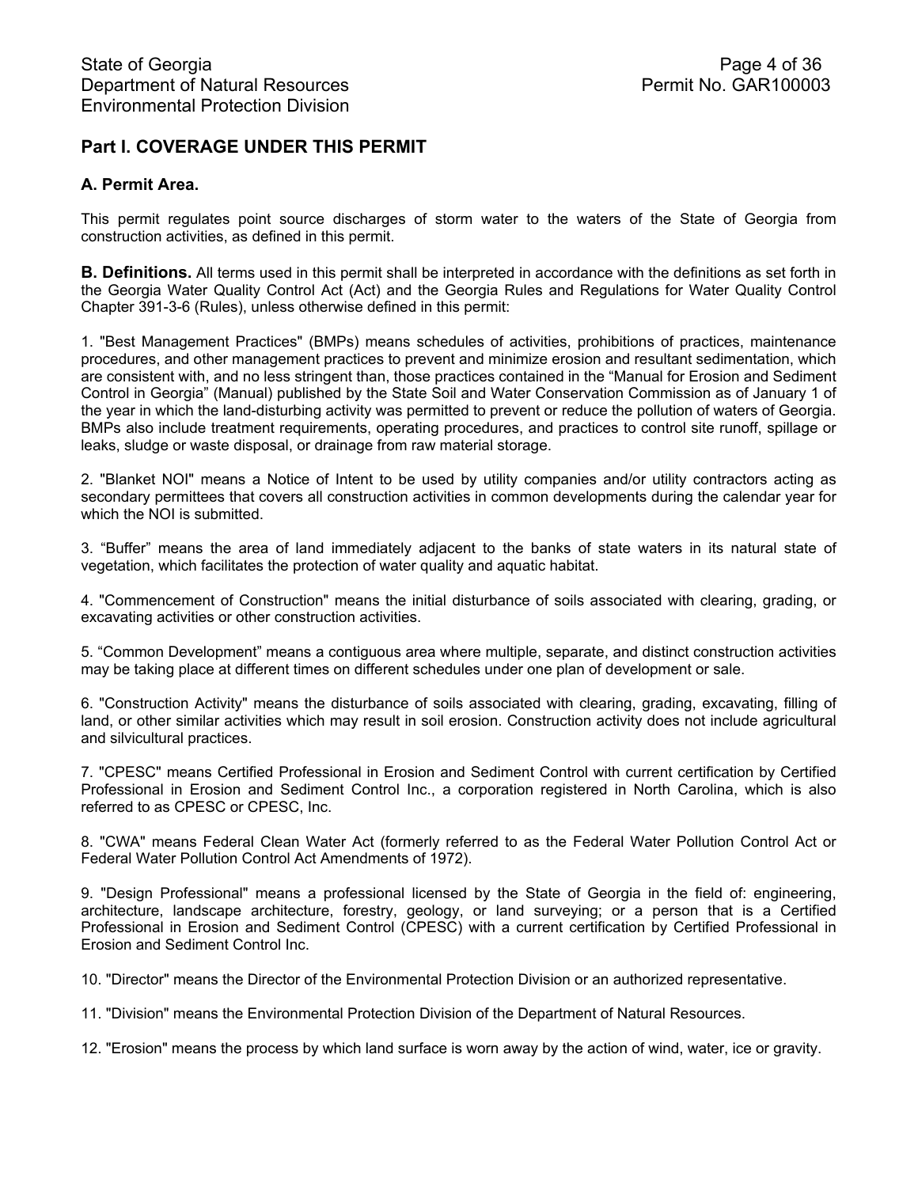## Part I. COVERAGE UNDER THIS PERMIT

### A. Permit Area.

This permit regulates point source discharges of storm water to the waters of the State of Georgia from construction activities, as defined in this permit.

**B. Definitions.** All terms used in this permit shall be interpreted in accordance with the definitions as set forth in the Georgia Water Quality Control Act (Act) and the Georgia Rules and Regulations for Water Quality Control Chapter 391-3-6 (Rules), unless otherwise defined in this permit:

1. "Best Management Practices" (BMPs) means schedules of activities, prohibitions of practices, maintenance procedures, and other management practices to prevent and minimize erosion and resultant sedimentation, which are consistent with, and no less stringent than, those practices contained in the "Manual for Erosion and Sediment Control in Georgia" (Manual) published by the State Soil and Water Conservation Commission as of January 1 of the year in which the land-disturbing activity was permitted to prevent or reduce the pollution of waters of Georgia. BMPs also include treatment requirements, operating procedures, and practices to control site runoff, spillage or leaks, sludge or waste disposal, or drainage from raw material storage.

2. "Blanket NOI" means a Notice of Intent to be used by utility companies and/or utility contractors acting as secondary permittees that covers all construction activities in common developments during the calendar year for which the NOI is submitted.

3. "Buffer" means the area of land immediately adjacent to the banks of state waters in its natural state of vegetation, which facilitates the protection of water quality and aquatic habitat.

4. "Commencement of Construction" means the initial disturbance of soils associated with clearing, grading, or excavating activities or other construction activities.

5. "Common Development" means a contiguous area where multiple, separate, and distinct construction activities may be taking place at different times on different schedules under one plan of development or sale.

6. "Construction Activity" means the disturbance of soils associated with clearing, grading, excavating, filling of land, or other similar activities which may result in soil erosion. Construction activity does not include agricultural and silvicultural practices.

7. "CPESC" means Certified Professional in Erosion and Sediment Control with current certification by Certified Professional in Erosion and Sediment Control Inc., a corporation registered in North Carolina, which is also referred to as CPESC or CPESC, Inc.

8. "CWA" means Federal Clean Water Act (formerly referred to as the Federal Water Pollution Control Act or Federal Water Pollution Control Act Amendments of 1972).

9. "Design Professional" means a professional licensed by the State of Georgia in the field of: engineering, architecture, landscape architecture, forestry, geology, or land surveying; or a person that is a Certified Professional in Erosion and Sediment Control (CPESC) with a current certification by Certified Professional in Erosion and Sediment Control Inc.

10. "Director" means the Director of the Environmental Protection Division or an authorized representative.

11. "Division" means the Environmental Protection Division of the Department of Natural Resources.

12. "Erosion" means the process by which land surface is worn away by the action of wind, water, ice or gravity.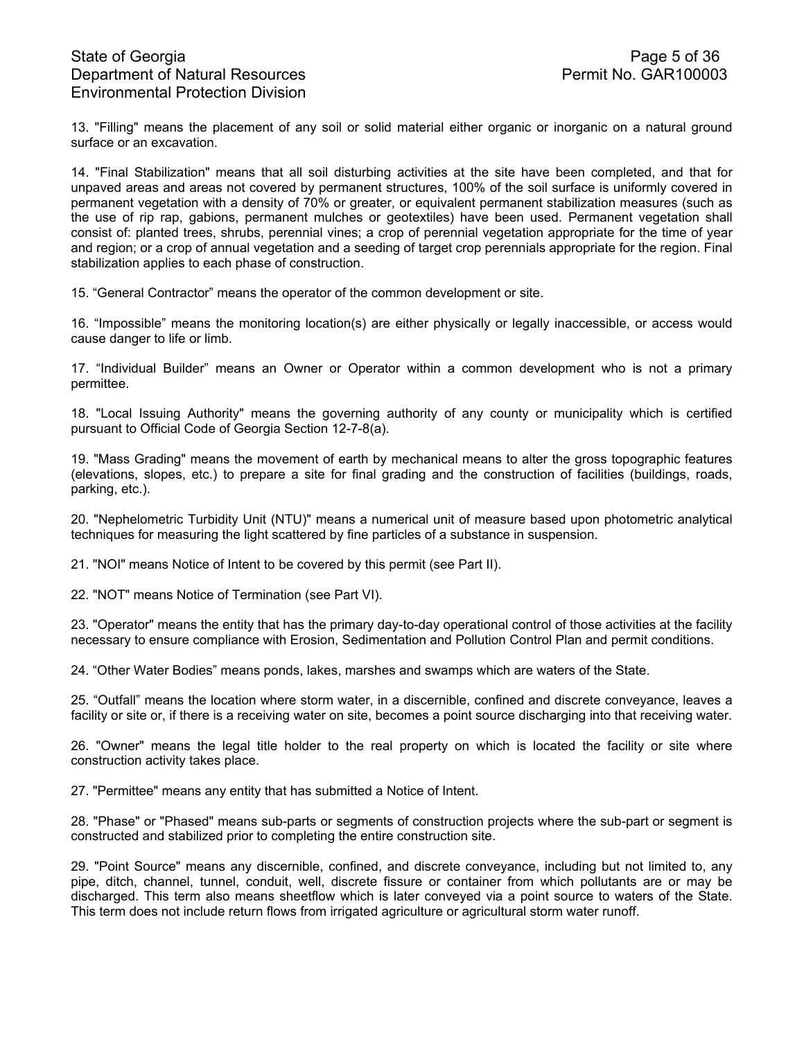13. "Filling" means the placement of any soil or solid material either organic or inorganic on a natural ground surface or an excavation.

14. "Final Stabilization" means that all soil disturbing activities at the site have been completed, and that for unpaved areas and areas not covered by permanent structures, 100% of the soil surface is uniformly covered in permanent vegetation with a density of 70% or greater, or equivalent permanent stabilization measures (such as the use of rip rap, gabions, permanent mulches or geotextiles) have been used. Permanent vegetation shall consist of: planted trees, shrubs, perennial vines; a crop of perennial vegetation appropriate for the time of year and region; or a crop of annual vegetation and a seeding of target crop perennials appropriate for the region. Final stabilization applies to each phase of construction.

15. "General Contractor" means the operator of the common development or site.

16. "Impossible" means the monitoring location(s) are either physically or legally inaccessible, or access would cause danger to life or limb.

17. "Individual Builder" means an Owner or Operator within a common development who is not a primary permittee.

18. "Local Issuing Authority" means the governing authority of any county or municipality which is certified pursuant to Official Code of Georgia Section 12-7-8(a).

19. "Mass Grading" means the movement of earth by mechanical means to alter the gross topographic features (elevations, slopes, etc.) to prepare a site for final grading and the construction of facilities (buildings, roads, parking, etc.).

20. "Nephelometric Turbidity Unit (NTU)" means a numerical unit of measure based upon photometric analytical techniques for measuring the light scattered by fine particles of a substance in suspension.

21. "NOI" means Notice of Intent to be covered by this permit (see Part II).

22. "NOT" means Notice of Termination (see Part VI).

23. "Operator" means the entity that has the primary day-to-day operational control of those activities at the facility necessary to ensure compliance with Erosion, Sedimentation and Pollution Control Plan and permit conditions.

24. "Other Water Bodies" means ponds, lakes, marshes and swamps which are waters of the State.

25. "Outfall" means the location where storm water, in a discernible, confined and discrete conveyance, leaves a facility or site or, if there is a receiving water on site, becomes a point source discharging into that receiving water.

26. "Owner" means the legal title holder to the real property on which is located the facility or site where construction activity takes place.

27. "Permittee" means any entity that has submitted a Notice of Intent.

28. "Phase" or "Phased" means sub-parts or segments of construction projects where the sub-part or segment is constructed and stabilized prior to completing the entire construction site.

29. "Point Source" means any discernible, confined, and discrete conveyance, including but not limited to, any pipe, ditch, channel, tunnel, conduit, well, discrete fissure or container from which pollutants are or may be discharged. This term also means sheetflow which is later conveyed via a point source to waters of the State. This term does not include return flows from irrigated agriculture or agricultural storm water runoff.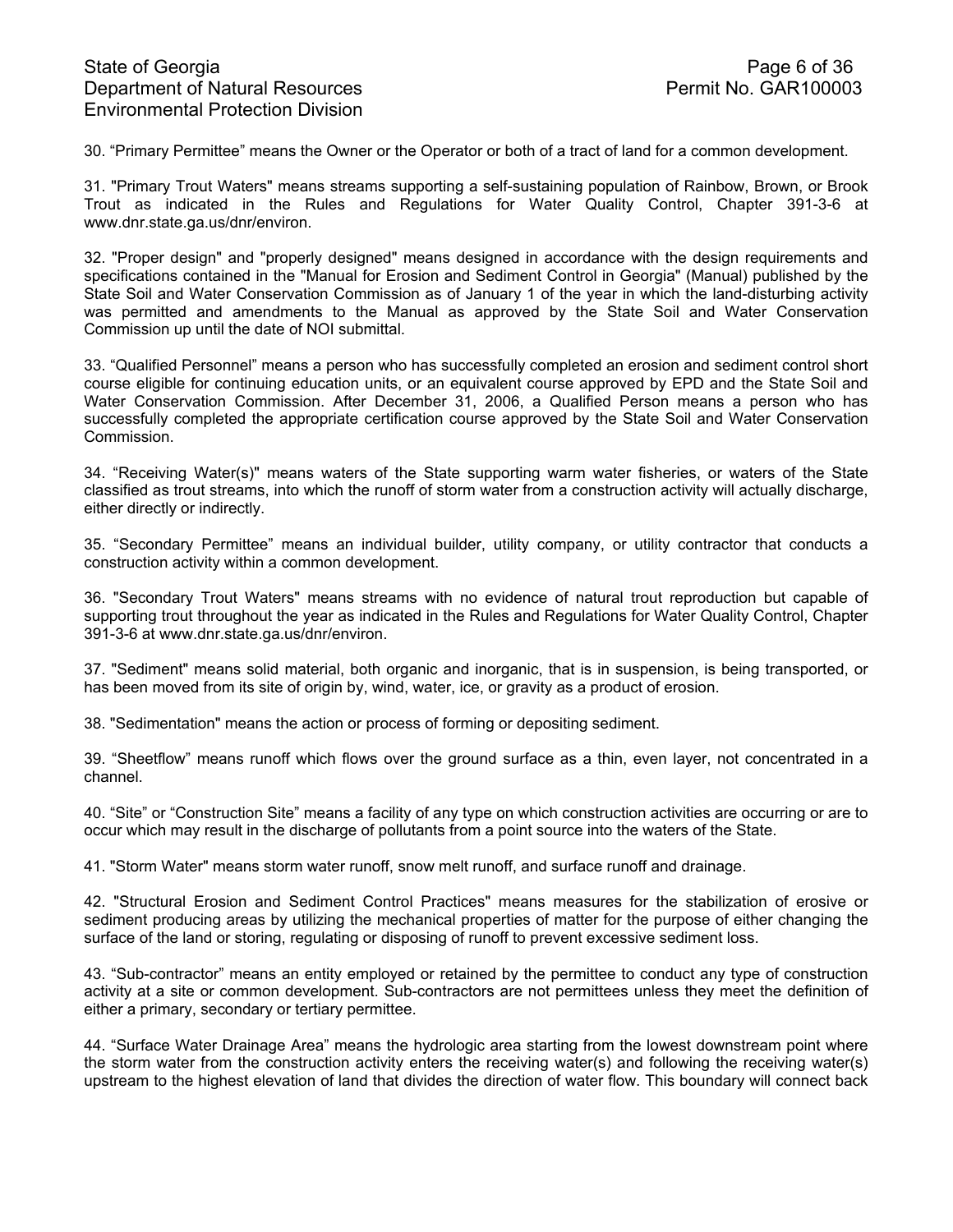30. “Primary Permittee” means the Owner or the Operator or both of a tract of land for a common development.

31. "Primary Trout Waters" means streams supporting a self-sustaining population of Rainbow, Brown, or Brook Trout as indicated in the Rules and Regulations for Water Quality Control, Chapter 391-3-6 at www.dnr.state.ga.us/dnr/environ.

32. "Proper design" and "properly designed" means designed in accordance with the design requirements and specifications contained in the "Manual for Erosion and Sediment Control in Georgia" (Manual) published by the State Soil and Water Conservation Commission as of January 1 of the year in which the land-disturbing activity was permitted and amendments to the Manual as approved by the State Soil and Water Conservation Commission up until the date of NOI submittal.

33. “Qualified Personnel” means a person who has successfully completed an erosion and sediment control short course eligible for continuing education units, or an equivalent course approved by EPD and the State Soil and Water Conservation Commission. After December 31, 2006, a Qualified Person means a person who has successfully completed the appropriate certification course approved by the State Soil and Water Conservation Commission.

34. “Receiving Water(s)" means waters of the State supporting warm water fisheries, or waters of the State classified as trout streams, into which the runoff of storm water from a construction activity will actually discharge, either directly or indirectly.

35. “Secondary Permittee” means an individual builder, utility company, or utility contractor that conducts a construction activity within a common development.

36. "Secondary Trout Waters" means streams with no evidence of natural trout reproduction but capable of supporting trout throughout the year as indicated in the Rules and Regulations for Water Quality Control, Chapter 391-3-6 at www.dnr.state.ga.us/dnr/environ.

37. "Sediment" means solid material, both organic and inorganic, that is in suspension, is being transported, or has been moved from its site of origin by, wind, water, ice, or gravity as a product of erosion.

38. "Sedimentation" means the action or process of forming or depositing sediment.

39. “Sheetflow” means runoff which flows over the ground surface as a thin, even layer, not concentrated in a channel.

40. “Site” or “Construction Site” means a facility of any type on which construction activities are occurring or are to occur which may result in the discharge of pollutants from a point source into the waters of the State.

41. "Storm Water" means storm water runoff, snow melt runoff, and surface runoff and drainage.

42. "Structural Erosion and Sediment Control Practices" means measures for the stabilization of erosive or sediment producing areas by utilizing the mechanical properties of matter for the purpose of either changing the surface of the land or storing, regulating or disposing of runoff to prevent excessive sediment loss.

43. “Sub-contractor” means an entity employed or retained by the permittee to conduct any type of construction activity at a site or common development. Sub-contractors are not permittees unless they meet the definition of either a primary, secondary or tertiary permittee.

44. “Surface Water Drainage Area” means the hydrologic area starting from the lowest downstream point where the storm water from the construction activity enters the receiving water(s) and following the receiving water(s) upstream to the highest elevation of land that divides the direction of water flow. This boundary will connect back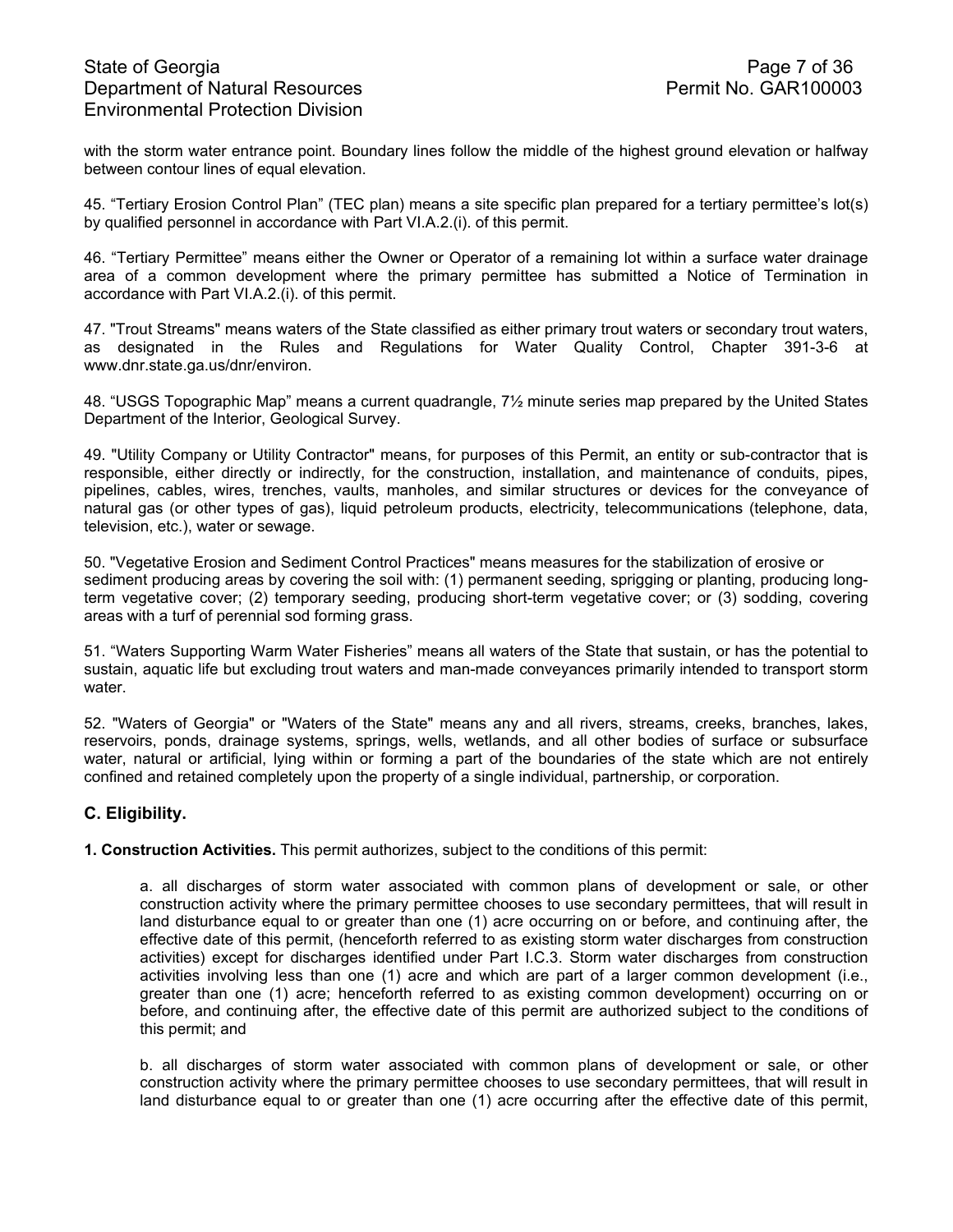with the storm water entrance point. Boundary lines follow the middle of the highest ground elevation or halfway between contour lines of equal elevation.

45. “Tertiary Erosion Control Plan” (TEC plan) means a site specific plan prepared for a tertiary permittee’s lot(s) by qualified personnel in accordance with Part VI.A.2.(i). of this permit.

46. “Tertiary Permittee” means either the Owner or Operator of a remaining lot within a surface water drainage area of a common development where the primary permittee has submitted a Notice of Termination in accordance with Part VI.A.2.(i). of this permit.

47. "Trout Streams" means waters of the State classified as either primary trout waters or secondary trout waters, as designated in the Rules and Regulations for Water Quality Control, Chapter 391-3-6 at www.dnr.state.ga.us/dnr/environ.

48. “USGS Topographic Map” means a current quadrangle, 7½ minute series map prepared by the United States Department of the Interior, Geological Survey.

49. "Utility Company or Utility Contractor" means, for purposes of this Permit, an entity or sub-contractor that is responsible, either directly or indirectly, for the construction, installation, and maintenance of conduits, pipes, pipelines, cables, wires, trenches, vaults, manholes, and similar structures or devices for the conveyance of natural gas (or other types of gas), liquid petroleum products, electricity, telecommunications (telephone, data, television, etc.), water or sewage.

50. "Vegetative Erosion and Sediment Control Practices" means measures for the stabilization of erosive or sediment producing areas by covering the soil with: (1) permanent seeding, sprigging or planting, producing long-term vegetative cover; (2) temporary seeding, producing short-term vegetative cover; or (3) sodding, covering areas with a turf of perennial sod forming grass.

51. “Waters Supporting Warm Water Fisheries” means all waters of the State that sustain, or has the potential to sustain, aquatic life but excluding trout waters and man-made conveyances primarily intended to transport storm water.

52. "Waters of Georgia" or "Waters of the State" means any and all rivers, streams, creeks, branches, lakes, reservoirs, ponds, drainage systems, springs, wells, wetlands, and all other bodies of surface or subsurface water, natural or artificial, lying within or forming a part of the boundaries of the state which are not entirely confined and retained completely upon the property of a single individual, partnership, or corporation.

## C. Eligibility.

**1. Construction Activities.** This permit authorizes, subject to the conditions of this permit:

a. all discharges of storm water associated with common plans of development or sale, or other construction activity where the primary permittee chooses to use secondary permittees, that will result in land disturbance equal to or greater than one (1) acre occurring on or before, and continuing after, the effective date of this permit, (henceforth referred to as existing storm water discharges from construction activities) except for discharges identified under Part I.C.3. Storm water discharges from construction activities involving less than one (1) acre and which are part of a larger common development (i.e., greater than one (1) acre; henceforth referred to as existing common development) occurring on or before, and continuing after, the effective date of this permit are authorized subject to the conditions of this permit; and

b. all discharges of storm water associated with common plans of development or sale, or other construction activity where the primary permittee chooses to use secondary permittees, that will result in land disturbance equal to or greater than one (1) acre occurring after the effective date of this permit,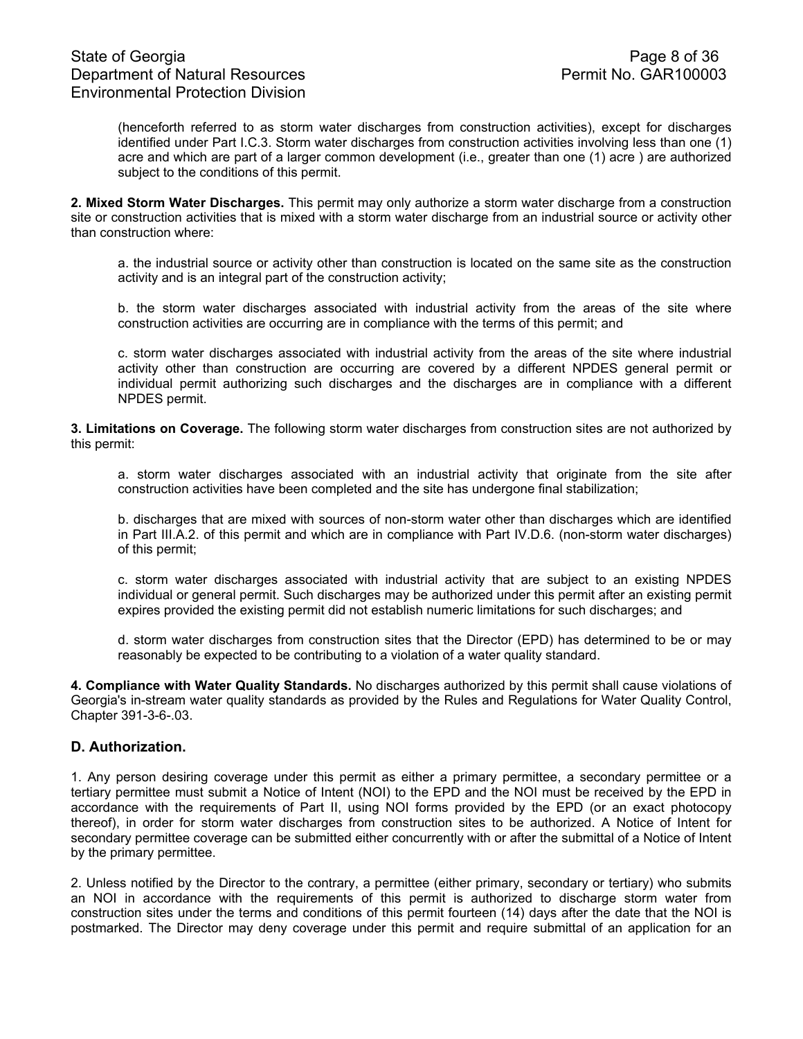(henceforth referred to as storm water discharges from construction activities), except for discharges identified under Part I.C.3. Storm water discharges from construction activities involving less than one (1) acre and which are part of a larger common development (i.e., greater than one (1) acre ) are authorized subject to the conditions of this permit.

**2. Mixed Storm Water Discharges.** This permit may only authorize a storm water discharge from a construction site or construction activities that is mixed with a storm water discharge from an industrial source or activity other than construction where:

a. the industrial source or activity other than construction is located on the same site as the construction activity and is an integral part of the construction activity;

b. the storm water discharges associated with industrial activity from the areas of the site where construction activities are occurring are in compliance with the terms of this permit; and

c. storm water discharges associated with industrial activity from the areas of the site where industrial activity other than construction are occurring are covered by a different NPDES general permit or individual permit authorizing such discharges and the discharges are in compliance with a different NPDES permit.

**3. Limitations on Coverage.** The following storm water discharges from construction sites are not authorized by this permit:

a. storm water discharges associated with an industrial activity that originate from the site after construction activities have been completed and the site has undergone final stabilization;

b. discharges that are mixed with sources of non-storm water other than discharges which are identified in Part III.A.2. of this permit and which are in compliance with Part IV.D.6. (non-storm water discharges) of this permit;

c. storm water discharges associated with industrial activity that are subject to an existing NPDES individual or general permit. Such discharges may be authorized under this permit after an existing permit expires provided the existing permit did not establish numeric limitations for such discharges; and

d. storm water discharges from construction sites that the Director (EPD) has determined to be or may reasonably be expected to be contributing to a violation of a water quality standard.

**4. Compliance with Water Quality Standards.** No discharges authorized by this permit shall cause violations of Georgia's in-stream water quality standards as provided by the Rules and Regulations for Water Quality Control, Chapter 391-3-6-.03.

## D. Authorization.

1. Any person desiring coverage under this permit as either a primary permittee, a secondary permittee or a tertiary permittee must submit a Notice of Intent (NOI) to the EPD and the NOI must be received by the EPD in accordance with the requirements of Part II, using NOI forms provided by the EPD (or an exact photocopy thereof), in order for storm water discharges from construction sites to be authorized. A Notice of Intent for secondary permittee coverage can be submitted either concurrently with or after the submittal of a Notice of Intent by the primary permittee.

2. Unless notified by the Director to the contrary, a permittee (either primary, secondary or tertiary) who submits an NOI in accordance with the requirements of this permit is authorized to discharge storm water from construction sites under the terms and conditions of this permit fourteen (14) days after the date that the NOI is postmarked. The Director may deny coverage under this permit and require submittal of an application for an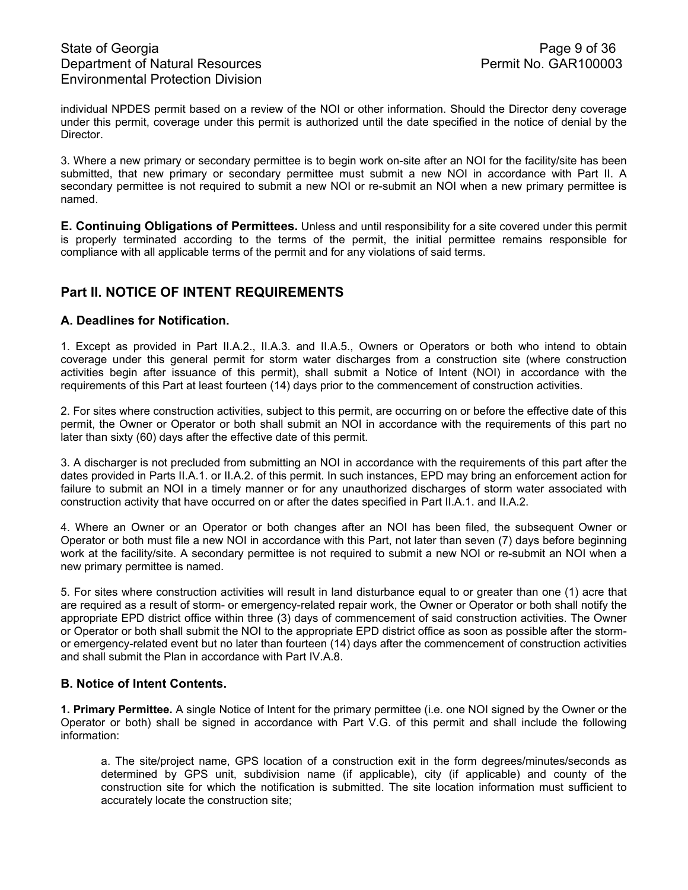individual NPDES permit based on a review of the NOI or other information. Should the Director deny coverage under this permit, coverage under this permit is authorized until the date specified in the notice of denial by the Director.

3. Where a new primary or secondary permittee is to begin work on-site after an NOI for the facility/site has been submitted, that new primary or secondary permittee must submit a new NOI in accordance with Part II. A secondary permittee is not required to submit a new NOI or re-submit an NOI when a new primary permittee is named.

**E. Continuing Obligations of Permittees.** Unless and until responsibility for a site covered under this permit is properly terminated according to the terms of the permit, the initial permittee remains responsible for compliance with all applicable terms of the permit and for any violations of said terms.

## Part II. NOTICE OF INTENT REQUIREMENTS

### A. Deadlines for Notification.

1. Except as provided in Part II.A.2., II.A.3. and II.A.5., Owners or Operators or both who intend to obtain coverage under this general permit for storm water discharges from a construction site (where construction activities begin after issuance of this permit), shall submit a Notice of Intent (NOI) in accordance with the requirements of this Part at least fourteen (14) days prior to the commencement of construction activities.

2. For sites where construction activities, subject to this permit, are occurring on or before the effective date of this permit, the Owner or Operator or both shall submit an NOI in accordance with the requirements of this part no later than sixty (60) days after the effective date of this permit.

3. A discharger is not precluded from submitting an NOI in accordance with the requirements of this part after the dates provided in Parts II.A.1. or II.A.2. of this permit. In such instances, EPD may bring an enforcement action for failure to submit an NOI in a timely manner or for any unauthorized discharges of storm water associated with construction activity that have occurred on or after the dates specified in Part II.A.1. and II.A.2.

4. Where an Owner or an Operator or both changes after an NOI has been filed, the subsequent Owner or Operator or both must file a new NOI in accordance with this Part, not later than seven (7) days before beginning work at the facility/site. A secondary permittee is not required to submit a new NOI or re-submit an NOI when a new primary permittee is named.

5. For sites where construction activities will result in land disturbance equal to or greater than one (1) acre that are required as a result of storm- or emergency-related repair work, the Owner or Operator or both shall notify the appropriate EPD district office within three (3) days of commencement of said construction activities. The Owner or Operator or both shall submit the NOI to the appropriate EPD district office as soon as possible after the storm- or emergency-related event but no later than fourteen (14) days after the commencement of construction activities and shall submit the Plan in accordance with Part IV.A.8.

### B. Notice of Intent Contents.

**1. Primary Permittee.** A single Notice of Intent for the primary permittee (i.e. one NOI signed by the Owner or the Operator or both) shall be signed in accordance with Part V.G. of this permit and shall include the following information:

a. The site/project name, GPS location of a construction exit in the form degrees/minutes/seconds as determined by GPS unit, subdivision name (if applicable), city (if applicable) and county of the construction site for which the notification is submitted. The site location information must sufficient to accurately locate the construction site;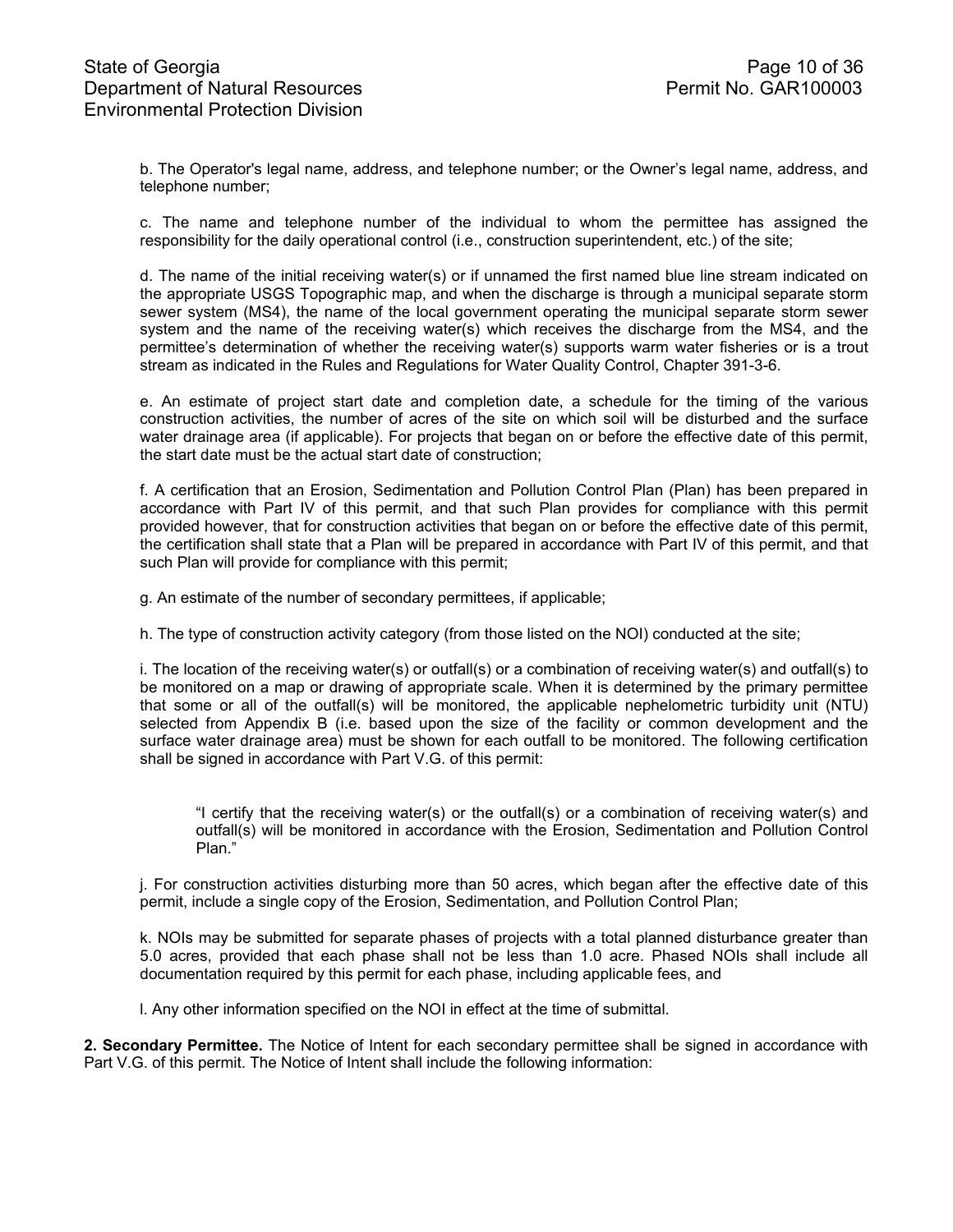b. The Operator's legal name, address, and telephone number; or the Owner's legal name, address, and telephone number;

c. The name and telephone number of the individual to whom the permittee has assigned the responsibility for the daily operational control (i.e., construction superintendent, etc.) of the site;

d. The name of the initial receiving water(s) or if unnamed the first named blue line stream indicated on the appropriate USGS Topographic map, and when the discharge is through a municipal separate storm sewer system (MS4), the name of the local government operating the municipal separate storm sewer system and the name of the receiving water(s) which receives the discharge from the MS4, and the permittee's determination of whether the receiving water(s) supports warm water fisheries or is a trout stream as indicated in the Rules and Regulations for Water Quality Control, Chapter 391-3-6.

e. An estimate of project start date and completion date, a schedule for the timing of the various construction activities, the number of acres of the site on which soil will be disturbed and the surface water drainage area (if applicable). For projects that began on or before the effective date of this permit, the start date must be the actual start date of construction;

f. A certification that an Erosion, Sedimentation and Pollution Control Plan (Plan) has been prepared in accordance with Part IV of this permit, and that such Plan provides for compliance with this permit provided however, that for construction activities that began on or before the effective date of this permit, the certification shall state that a Plan will be prepared in accordance with Part IV of this permit, and that such Plan will provide for compliance with this permit;

g. An estimate of the number of secondary permittees, if applicable;

h. The type of construction activity category (from those listed on the NOI) conducted at the site;

i. The location of the receiving water(s) or outfall(s) or a combination of receiving water(s) and outfall(s) to be monitored on a map or drawing of appropriate scale. When it is determined by the primary permittee that some or all of the outfall(s) will be monitored, the applicable nephelometric turbidity unit (NTU) selected from Appendix B (i.e. based upon the size of the facility or common development and the surface water drainage area) must be shown for each outfall to be monitored. The following certification shall be signed in accordance with Part V.G. of this permit:

> "I certify that the receiving water(s) or the outfall(s) or a combination of receiving water(s) and outfall(s) will be monitored in accordance with the Erosion, Sedimentation and Pollution Control Plan."

j. For construction activities disturbing more than 50 acres, which began after the effective date of this permit, include a single copy of the Erosion, Sedimentation, and Pollution Control Plan;

k. NOIs may be submitted for separate phases of projects with a total planned disturbance greater than 5.0 acres, provided that each phase shall not be less than 1.0 acre. Phased NOIs shall include all documentation required by this permit for each phase, including applicable fees, and

l. Any other information specified on the NOI in effect at the time of submittal.

**2. Secondary Permittee.** The Notice of Intent for each secondary permittee shall be signed in accordance with Part V.G. of this permit. The Notice of Intent shall include the following information: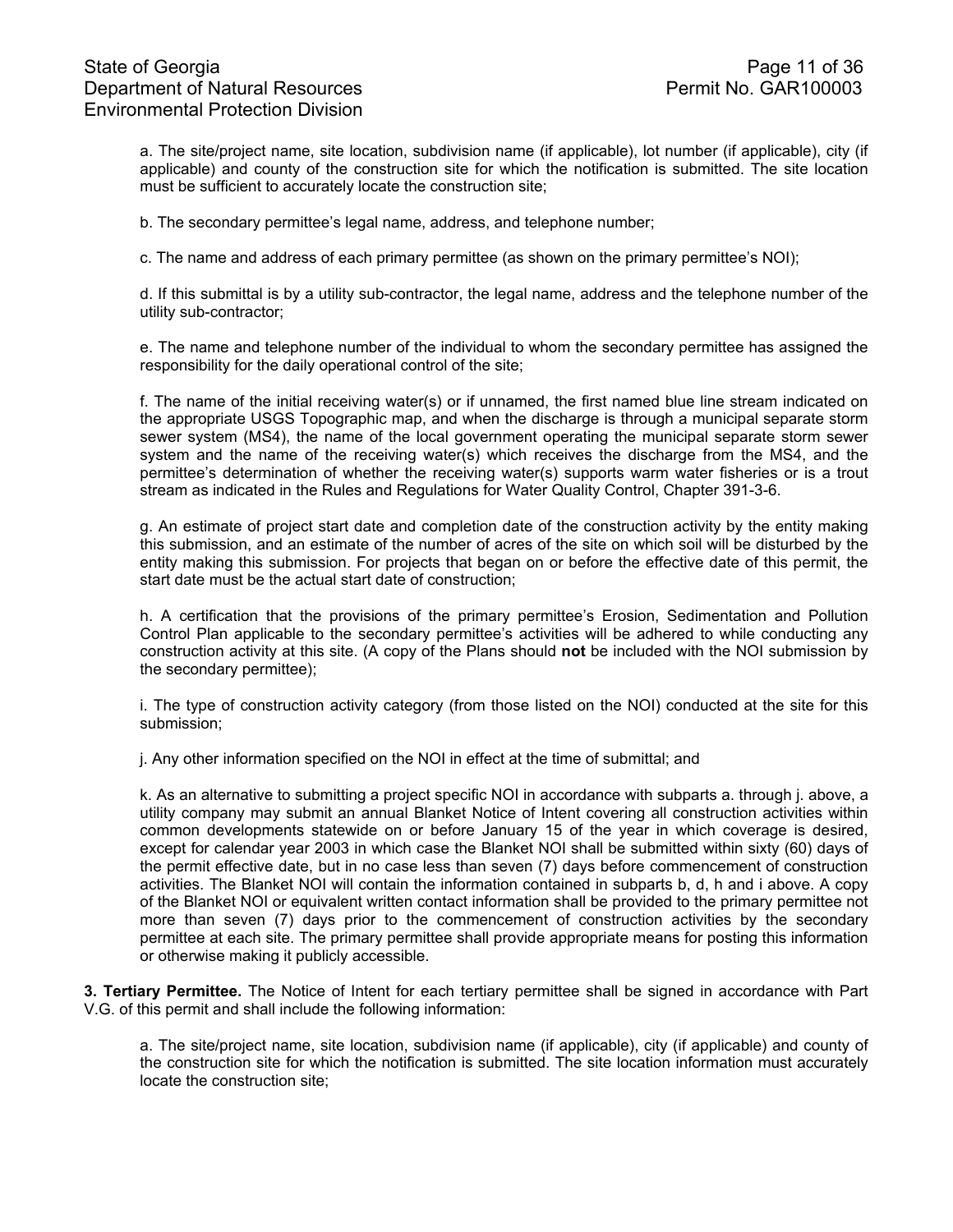a. The site/project name, site location, subdivision name (if applicable), lot number (if applicable), city (if applicable) and county of the construction site for which the notification is submitted. The site location must be sufficient to accurately locate the construction site;

b. The secondary permittee's legal name, address, and telephone number;

c. The name and address of each primary permittee (as shown on the primary permittee's NOI);

d. If this submittal is by a utility sub-contractor, the legal name, address and the telephone number of the utility sub-contractor;

e. The name and telephone number of the individual to whom the secondary permittee has assigned the responsibility for the daily operational control of the site;

f. The name of the initial receiving water(s) or if unnamed, the first named blue line stream indicated on the appropriate USGS Topographic map, and when the discharge is through a municipal separate storm sewer system (MS4), the name of the local government operating the municipal separate storm sewer system and the name of the receiving water(s) which receives the discharge from the MS4, and the permittee's determination of whether the receiving water(s) supports warm water fisheries or is a trout stream as indicated in the Rules and Regulations for Water Quality Control, Chapter 391-3-6.

g. An estimate of project start date and completion date of the construction activity by the entity making this submission, and an estimate of the number of acres of the site on which soil will be disturbed by the entity making this submission. For projects that began on or before the effective date of this permit, the start date must be the actual start date of construction;

h. A certification that the provisions of the primary permittee's Erosion, Sedimentation and Pollution Control Plan applicable to the secondary permittee's activities will be adhered to while conducting any construction activity at this site. (A copy of the Plans should **not** be included with the NOI submission by the secondary permittee);

i. The type of construction activity category (from those listed on the NOI) conducted at the site for this submission;

j. Any other information specified on the NOI in effect at the time of submittal; and

k. As an alternative to submitting a project specific NOI in accordance with subparts a. through j. above, a utility company may submit an annual Blanket Notice of Intent covering all construction activities within common developments statewide on or before January 15 of the year in which coverage is desired, except for calendar year 2003 in which case the Blanket NOI shall be submitted within sixty (60) days of the permit effective date, but in no case less than seven (7) days before commencement of construction activities. The Blanket NOI will contain the information contained in subparts b, d, h and i above. A copy of the Blanket NOI or equivalent written contact information shall be provided to the primary permittee not more than seven (7) days prior to the commencement of construction activities by the secondary permittee at each site. The primary permittee shall provide appropriate means for posting this information or otherwise making it publicly accessible.

**3. Tertiary Permittee.** The Notice of Intent for each tertiary permittee shall be signed in accordance with Part V.G. of this permit and shall include the following information:

a. The site/project name, site location, subdivision name (if applicable), city (if applicable) and county of the construction site for which the notification is submitted. The site location information must accurately locate the construction site;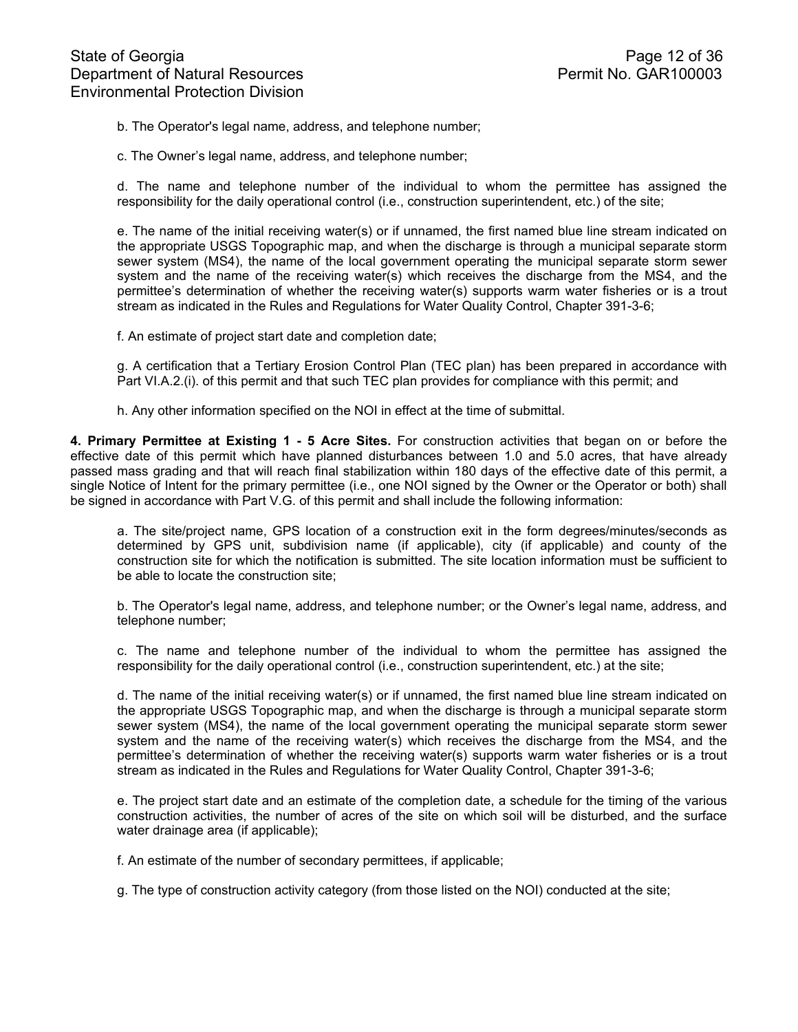b. The Operator's legal name, address, and telephone number;

c. The Owner's legal name, address, and telephone number;

d. The name and telephone number of the individual to whom the permittee has assigned the responsibility for the daily operational control (i.e., construction superintendent, etc.) of the site;

e. The name of the initial receiving water(s) or if unnamed, the first named blue line stream indicated on the appropriate USGS Topographic map, and when the discharge is through a municipal separate storm sewer system (MS4), the name of the local government operating the municipal separate storm sewer system and the name of the receiving water(s) which receives the discharge from the MS4, and the permittee's determination of whether the receiving water(s) supports warm water fisheries or is a trout stream as indicated in the Rules and Regulations for Water Quality Control, Chapter 391-3-6;

f. An estimate of project start date and completion date;

g. A certification that a Tertiary Erosion Control Plan (TEC plan) has been prepared in accordance with Part VI.A.2.(i). of this permit and that such TEC plan provides for compliance with this permit; and

h. Any other information specified on the NOI in effect at the time of submittal.

**4. Primary Permittee at Existing 1 - 5 Acre Sites.** For construction activities that began on or before the effective date of this permit which have planned disturbances between 1.0 and 5.0 acres, that have already passed mass grading and that will reach final stabilization within 180 days of the effective date of this permit, a single Notice of Intent for the primary permittee (i.e., one NOI signed by the Owner or the Operator or both) shall be signed in accordance with Part V.G. of this permit and shall include the following information:

a. The site/project name, GPS location of a construction exit in the form degrees/minutes/seconds as determined by GPS unit, subdivision name (if applicable), city (if applicable) and county of the construction site for which the notification is submitted. The site location information must be sufficient to be able to locate the construction site;

b. The Operator's legal name, address, and telephone number; or the Owner's legal name, address, and telephone number;

c. The name and telephone number of the individual to whom the permittee has assigned the responsibility for the daily operational control (i.e., construction superintendent, etc.) at the site;

d. The name of the initial receiving water(s) or if unnamed, the first named blue line stream indicated on the appropriate USGS Topographic map, and when the discharge is through a municipal separate storm sewer system (MS4), the name of the local government operating the municipal separate storm sewer system and the name of the receiving water(s) which receives the discharge from the MS4, and the permittee's determination of whether the receiving water(s) supports warm water fisheries or is a trout stream as indicated in the Rules and Regulations for Water Quality Control, Chapter 391-3-6;

e. The project start date and an estimate of the completion date, a schedule for the timing of the various construction activities, the number of acres of the site on which soil will be disturbed, and the surface water drainage area (if applicable);

f. An estimate of the number of secondary permittees, if applicable;

g. The type of construction activity category (from those listed on the NOI) conducted at the site;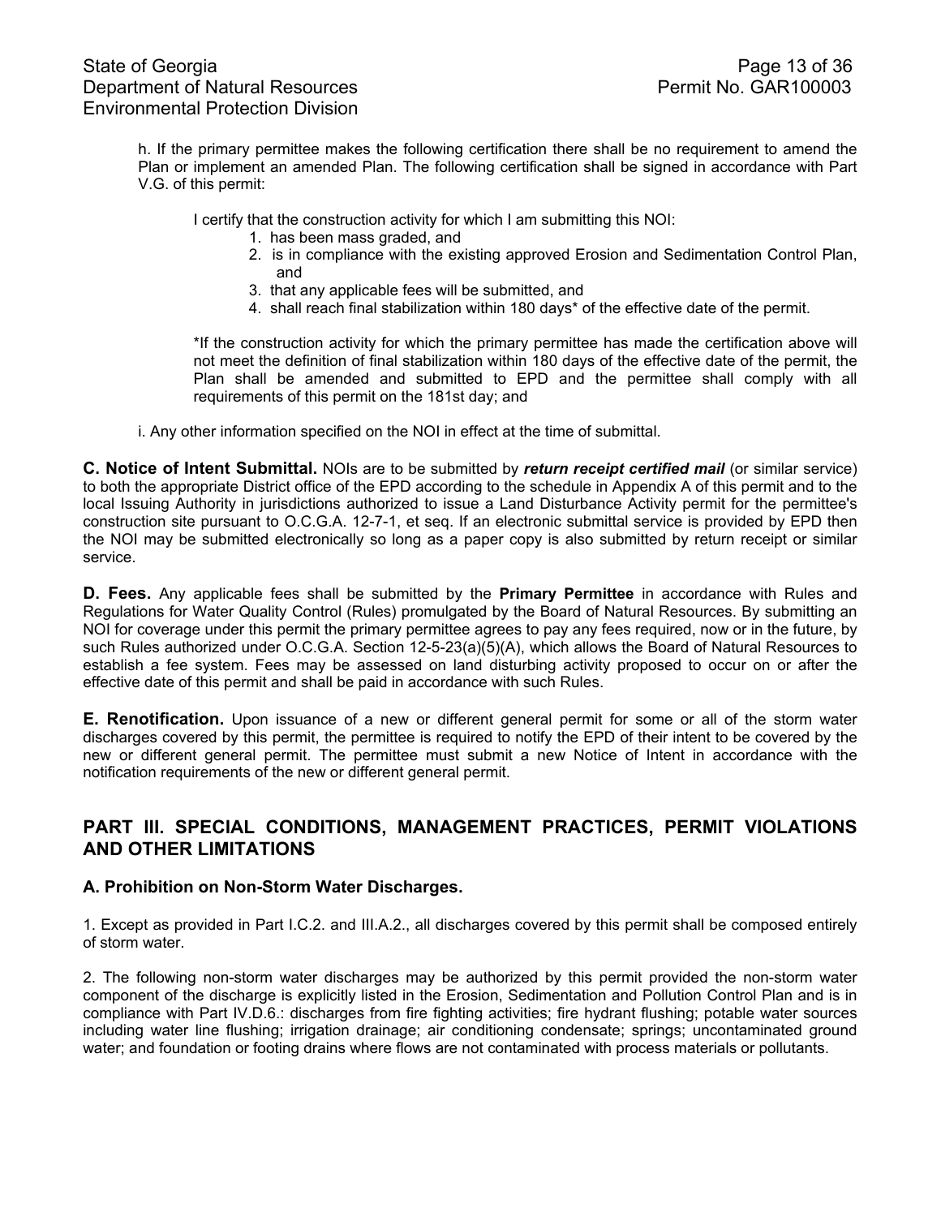h. If the primary permittee makes the following certification there shall be no requirement to amend the Plan or implement an amended Plan. The following certification shall be signed in accordance with Part V.G. of this permit:

I certify that the construction activity for which I am submitting this NOI:

1. has been mass graded, and
2. is in compliance with the existing approved Erosion and Sedimentation Control Plan, and
3. that any applicable fees will be submitted, and
4. shall reach final stabilization within 180 days* of the effective date of the permit.

*If the construction activity for which the primary permittee has made the certification above will not meet the definition of final stabilization within 180 days of the effective date of the permit, the Plan shall be amended and submitted to EPD and the permittee shall comply with all requirements of this permit on the 181st day; and

i. Any other information specified on the NOI in effect at the time of submittal.

**C. Notice of Intent Submittal.** NOIs are to be submitted by ***return receipt certified mail*** (or similar service) to both the appropriate District office of the EPD according to the schedule in Appendix A of this permit and to the local Issuing Authority in jurisdictions authorized to issue a Land Disturbance Activity permit for the permittee's construction site pursuant to O.C.G.A. 12-7-1, et seq. If an electronic submittal service is provided by EPD then the NOI may be submitted electronically so long as a paper copy is also submitted by return receipt or similar service.

**D. Fees.** Any applicable fees shall be submitted by the **Primary Permittee** in accordance with Rules and Regulations for Water Quality Control (Rules) promulgated by the Board of Natural Resources. By submitting an NOI for coverage under this permit the primary permittee agrees to pay any fees required, now or in the future, by such Rules authorized under O.C.G.A. Section 12-5-23(a)(5)(A), which allows the Board of Natural Resources to establish a fee system. Fees may be assessed on land disturbing activity proposed to occur on or after the effective date of this permit and shall be paid in accordance with such Rules.

**E. Renotification.** Upon issuance of a new or different general permit for some or all of the storm water discharges covered by this permit, the permittee is required to notify the EPD of their intent to be covered by the new or different general permit. The permittee must submit a new Notice of Intent in accordance with the notification requirements of the new or different general permit.

## PART III. SPECIAL CONDITIONS, MANAGEMENT PRACTICES, PERMIT VIOLATIONS AND OTHER LIMITATIONS

### A. Prohibition on Non-Storm Water Discharges.

1. Except as provided in Part I.C.2. and III.A.2., all discharges covered by this permit shall be composed entirely of storm water.

2. The following non-storm water discharges may be authorized by this permit provided the non-storm water component of the discharge is explicitly listed in the Erosion, Sedimentation and Pollution Control Plan and is in compliance with Part IV.D.6.: discharges from fire fighting activities; fire hydrant flushing; potable water sources including water line flushing; irrigation drainage; air conditioning condensate; springs; uncontaminated ground water; and foundation or footing drains where flows are not contaminated with process materials or pollutants.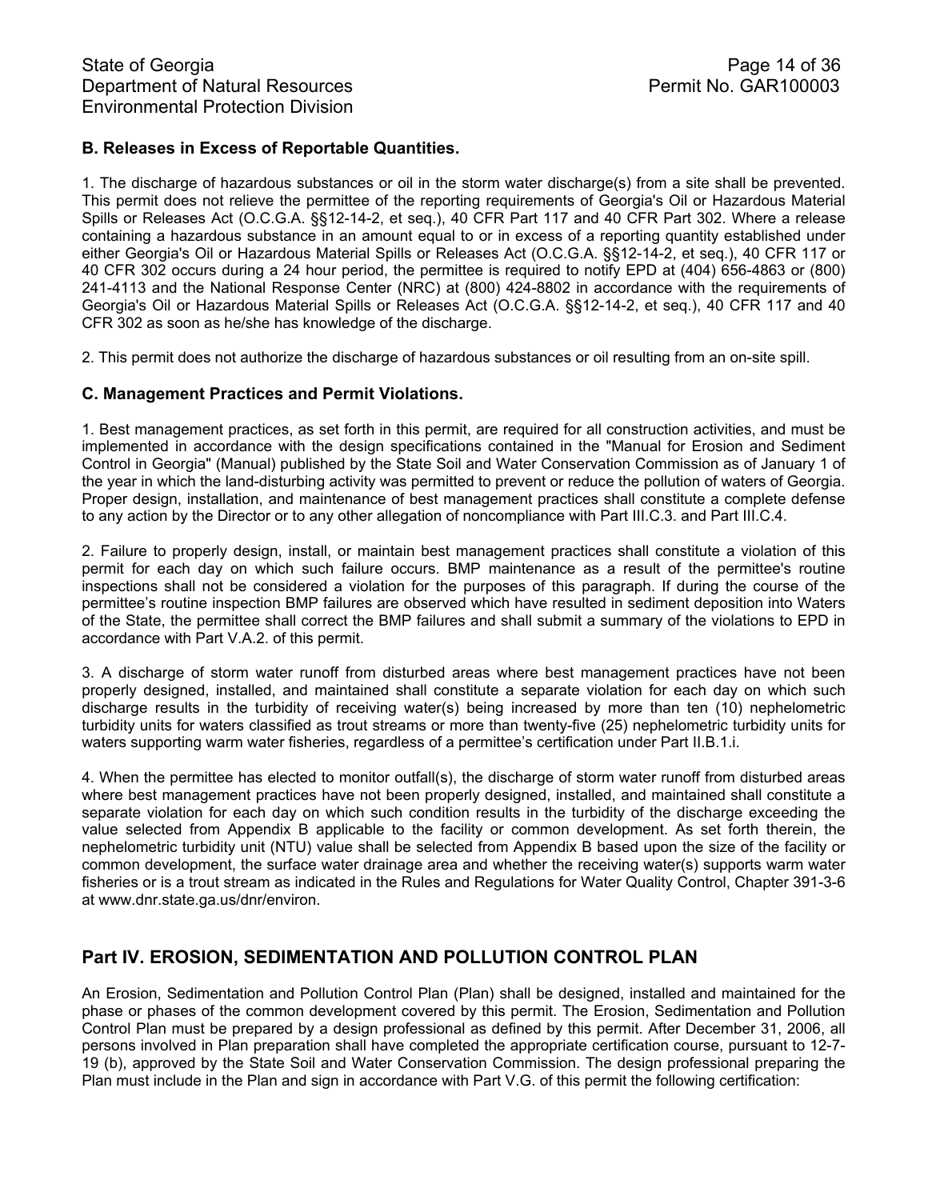**B. Releases in Excess of Reportable Quantities.**

1. The discharge of hazardous substances or oil in the storm water discharge(s) from a site shall be prevented. This permit does not relieve the permittee of the reporting requirements of Georgia's Oil or Hazardous Material Spills or Releases Act (O.C.G.A. §§12-14-2, et seq.), 40 CFR Part 117 and 40 CFR Part 302. Where a release containing a hazardous substance in an amount equal to or in excess of a reporting quantity established under either Georgia's Oil or Hazardous Material Spills or Releases Act (O.C.G.A. §§12-14-2, et seq.), 40 CFR 117 or 40 CFR 302 occurs during a 24 hour period, the permittee is required to notify EPD at (404) 656-4863 or (800) 241-4113 and the National Response Center (NRC) at (800) 424-8802 in accordance with the requirements of Georgia's Oil or Hazardous Material Spills or Releases Act (O.C.G.A. §§12-14-2, et seq.), 40 CFR 117 and 40 CFR 302 as soon as he/she has knowledge of the discharge.

2. This permit does not authorize the discharge of hazardous substances or oil resulting from an on-site spill.

**C. Management Practices and Permit Violations.**

1. Best management practices, as set forth in this permit, are required for all construction activities, and must be implemented in accordance with the design specifications contained in the "Manual for Erosion and Sediment Control in Georgia" (Manual) published by the State Soil and Water Conservation Commission as of January 1 of the year in which the land-disturbing activity was permitted to prevent or reduce the pollution of waters of Georgia. Proper design, installation, and maintenance of best management practices shall constitute a complete defense to any action by the Director or to any other allegation of noncompliance with Part III.C.3. and Part III.C.4.

2. Failure to properly design, install, or maintain best management practices shall constitute a violation of this permit for each day on which such failure occurs. BMP maintenance as a result of the permittee's routine inspections shall not be considered a violation for the purposes of this paragraph. If during the course of the permittee's routine inspection BMP failures are observed which have resulted in sediment deposition into Waters of the State, the permittee shall correct the BMP failures and shall submit a summary of the violations to EPD in accordance with Part V.A.2. of this permit.

3. A discharge of storm water runoff from disturbed areas where best management practices have not been properly designed, installed, and maintained shall constitute a separate violation for each day on which such discharge results in the turbidity of receiving water(s) being increased by more than ten (10) nephelometric turbidity units for waters classified as trout streams or more than twenty-five (25) nephelometric turbidity units for waters supporting warm water fisheries, regardless of a permittee's certification under Part II.B.1.i.

4. When the permittee has elected to monitor outfall(s), the discharge of storm water runoff from disturbed areas where best management practices have not been properly designed, installed, and maintained shall constitute a separate violation for each day on which such condition results in the turbidity of the discharge exceeding the value selected from Appendix B applicable to the facility or common development. As set forth therein, the nephelometric turbidity unit (NTU) value shall be selected from Appendix B based upon the size of the facility or common development, the surface water drainage area and whether the receiving water(s) supports warm water fisheries or is a trout stream as indicated in the Rules and Regulations for Water Quality Control, Chapter 391-3-6 at www.dnr.state.ga.us/dnr/environ.

## Part IV. EROSION, SEDIMENTATION AND POLLUTION CONTROL PLAN

An Erosion, Sedimentation and Pollution Control Plan (Plan) shall be designed, installed and maintained for the phase or phases of the common development covered by this permit. The Erosion, Sedimentation and Pollution Control Plan must be prepared by a design professional as defined by this permit. After December 31, 2006, all persons involved in Plan preparation shall have completed the appropriate certification course, pursuant to 12-7-19 (b), approved by the State Soil and Water Conservation Commission. The design professional preparing the Plan must include in the Plan and sign in accordance with Part V.G. of this permit the following certification: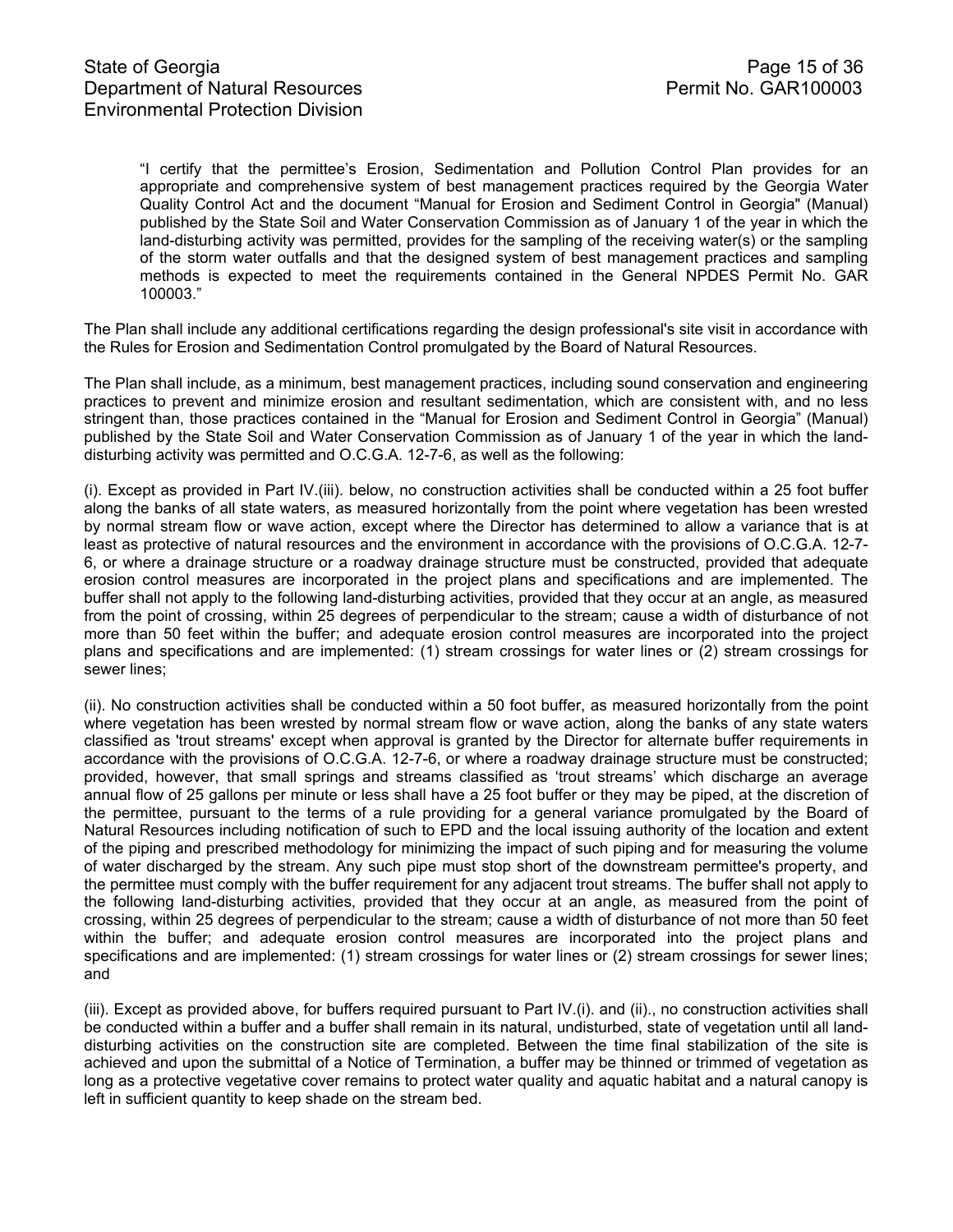> “I certify that the permittee’s Erosion, Sedimentation and Pollution Control Plan provides for an appropriate and comprehensive system of best management practices required by the Georgia Water Quality Control Act and the document “Manual for Erosion and Sediment Control in Georgia" (Manual) published by the State Soil and Water Conservation Commission as of January 1 of the year in which the land-disturbing activity was permitted, provides for the sampling of the receiving water(s) or the sampling of the storm water outfalls and that the designed system of best management practices and sampling methods is expected to meet the requirements contained in the General NPDES Permit No. GAR 100003.”

The Plan shall include any additional certifications regarding the design professional's site visit in accordance with the Rules for Erosion and Sedimentation Control promulgated by the Board of Natural Resources.

The Plan shall include, as a minimum, best management practices, including sound conservation and engineering practices to prevent and minimize erosion and resultant sedimentation, which are consistent with, and no less stringent than, those practices contained in the “Manual for Erosion and Sediment Control in Georgia” (Manual) published by the State Soil and Water Conservation Commission as of January 1 of the year in which the land-disturbing activity was permitted and O.C.G.A. 12-7-6, as well as the following:

(i). Except as provided in Part IV.(iii). below, no construction activities shall be conducted within a 25 foot buffer along the banks of all state waters, as measured horizontally from the point where vegetation has been wrested by normal stream flow or wave action, except where the Director has determined to allow a variance that is at least as protective of natural resources and the environment in accordance with the provisions of O.C.G.A. 12-7-6, or where a drainage structure or a roadway drainage structure must be constructed, provided that adequate erosion control measures are incorporated in the project plans and specifications and are implemented. The buffer shall not apply to the following land-disturbing activities, provided that they occur at an angle, as measured from the point of crossing, within 25 degrees of perpendicular to the stream; cause a width of disturbance of not more than 50 feet within the buffer; and adequate erosion control measures are incorporated into the project plans and specifications and are implemented: (1) stream crossings for water lines or (2) stream crossings for sewer lines;

(ii). No construction activities shall be conducted within a 50 foot buffer, as measured horizontally from the point where vegetation has been wrested by normal stream flow or wave action, along the banks of any state waters classified as 'trout streams' except when approval is granted by the Director for alternate buffer requirements in accordance with the provisions of O.C.G.A. 12-7-6, or where a roadway drainage structure must be constructed; provided, however, that small springs and streams classified as ‘trout streams’ which discharge an average annual flow of 25 gallons per minute or less shall have a 25 foot buffer or they may be piped, at the discretion of the permittee, pursuant to the terms of a rule providing for a general variance promulgated by the Board of Natural Resources including notification of such to EPD and the local issuing authority of the location and extent of the piping and prescribed methodology for minimizing the impact of such piping and for measuring the volume of water discharged by the stream. Any such pipe must stop short of the downstream permittee's property, and the permittee must comply with the buffer requirement for any adjacent trout streams. The buffer shall not apply to the following land-disturbing activities, provided that they occur at an angle, as measured from the point of crossing, within 25 degrees of perpendicular to the stream; cause a width of disturbance of not more than 50 feet within the buffer; and adequate erosion control measures are incorporated into the project plans and specifications and are implemented: (1) stream crossings for water lines or (2) stream crossings for sewer lines; and

(iii). Except as provided above, for buffers required pursuant to Part IV.(i). and (ii)., no construction activities shall be conducted within a buffer and a buffer shall remain in its natural, undisturbed, state of vegetation until all land-disturbing activities on the construction site are completed. Between the time final stabilization of the site is achieved and upon the submittal of a Notice of Termination, a buffer may be thinned or trimmed of vegetation as long as a protective vegetative cover remains to protect water quality and aquatic habitat and a natural canopy is left in sufficient quantity to keep shade on the stream bed.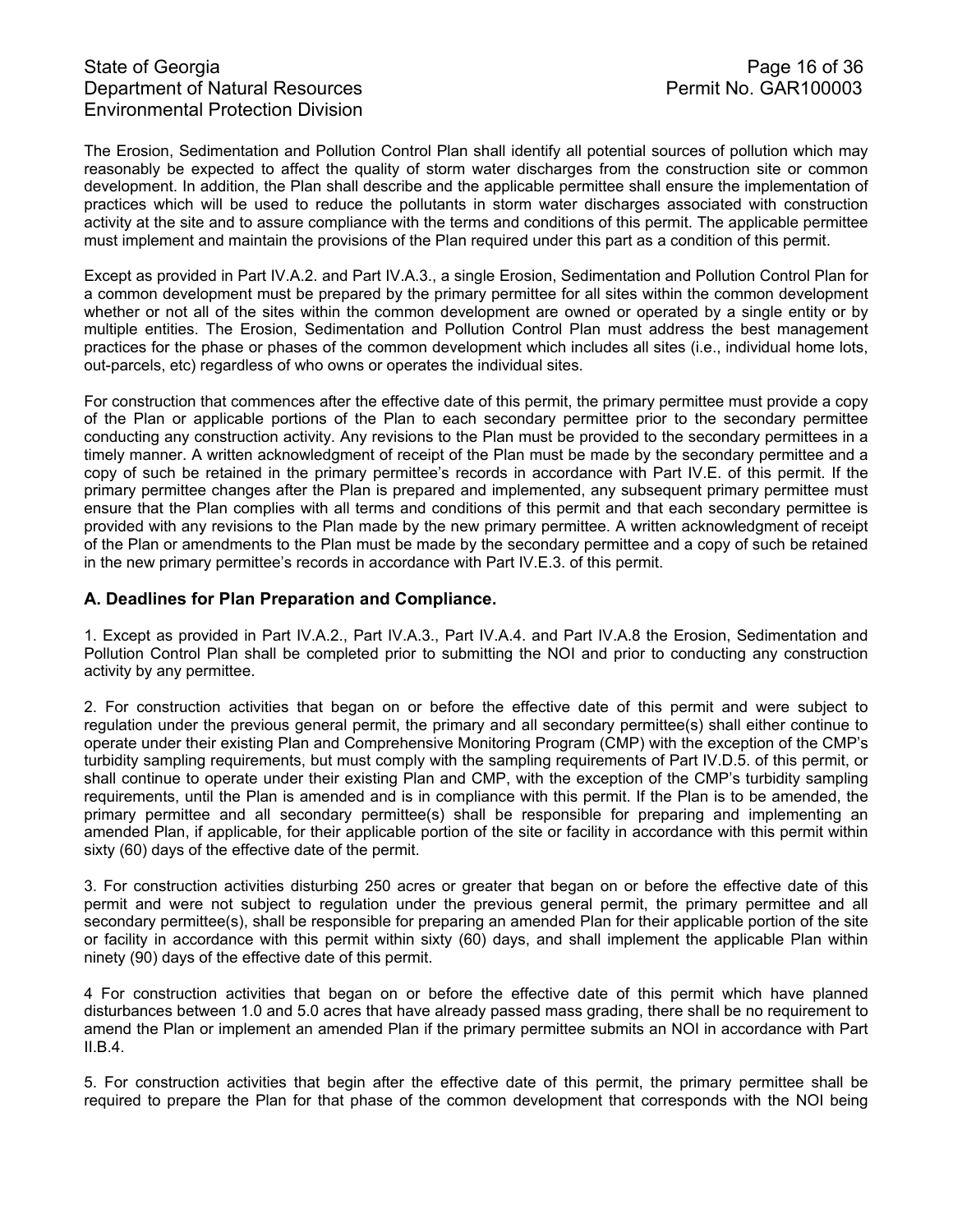The Erosion, Sedimentation and Pollution Control Plan shall identify all potential sources of pollution which may reasonably be expected to affect the quality of storm water discharges from the construction site or common development. In addition, the Plan shall describe and the applicable permittee shall ensure the implementation of practices which will be used to reduce the pollutants in storm water discharges associated with construction activity at the site and to assure compliance with the terms and conditions of this permit. The applicable permittee must implement and maintain the provisions of the Plan required under this part as a condition of this permit.

Except as provided in Part IV.A.2. and Part IV.A.3., a single Erosion, Sedimentation and Pollution Control Plan for a common development must be prepared by the primary permittee for all sites within the common development whether or not all of the sites within the common development are owned or operated by a single entity or by multiple entities. The Erosion, Sedimentation and Pollution Control Plan must address the best management practices for the phase or phases of the common development which includes all sites (i.e., individual home lots, out-parcels, etc) regardless of who owns or operates the individual sites.

For construction that commences after the effective date of this permit, the primary permittee must provide a copy of the Plan or applicable portions of the Plan to each secondary permittee prior to the secondary permittee conducting any construction activity. Any revisions to the Plan must be provided to the secondary permittees in a timely manner. A written acknowledgment of receipt of the Plan must be made by the secondary permittee and a copy of such be retained in the primary permittee's records in accordance with Part IV.E. of this permit. If the primary permittee changes after the Plan is prepared and implemented, any subsequent primary permittee must ensure that the Plan complies with all terms and conditions of this permit and that each secondary permittee is provided with any revisions to the Plan made by the new primary permittee. A written acknowledgment of receipt of the Plan or amendments to the Plan must be made by the secondary permittee and a copy of such be retained in the new primary permittee's records in accordance with Part IV.E.3. of this permit.

### A. Deadlines for Plan Preparation and Compliance.

1. Except as provided in Part IV.A.2., Part IV.A.3., Part IV.A.4. and Part IV.A.8 the Erosion, Sedimentation and Pollution Control Plan shall be completed prior to submitting the NOI and prior to conducting any construction activity by any permittee.

2. For construction activities that began on or before the effective date of this permit and were subject to regulation under the previous general permit, the primary and all secondary permittee(s) shall either continue to operate under their existing Plan and Comprehensive Monitoring Program (CMP) with the exception of the CMP's turbidity sampling requirements, but must comply with the sampling requirements of Part IV.D.5. of this permit, or shall continue to operate under their existing Plan and CMP, with the exception of the CMP's turbidity sampling requirements, until the Plan is amended and is in compliance with this permit. If the Plan is to be amended, the primary permittee and all secondary permittee(s) shall be responsible for preparing and implementing an amended Plan, if applicable, for their applicable portion of the site or facility in accordance with this permit within sixty (60) days of the effective date of the permit.

3. For construction activities disturbing 250 acres or greater that began on or before the effective date of this permit and were not subject to regulation under the previous general permit, the primary permittee and all secondary permittee(s), shall be responsible for preparing an amended Plan for their applicable portion of the site or facility in accordance with this permit within sixty (60) days, and shall implement the applicable Plan within ninety (90) days of the effective date of this permit.

4 For construction activities that began on or before the effective date of this permit which have planned disturbances between 1.0 and 5.0 acres that have already passed mass grading, there shall be no requirement to amend the Plan or implement an amended Plan if the primary permittee submits an NOI in accordance with Part II.B.4.

5. For construction activities that begin after the effective date of this permit, the primary permittee shall be required to prepare the Plan for that phase of the common development that corresponds with the NOI being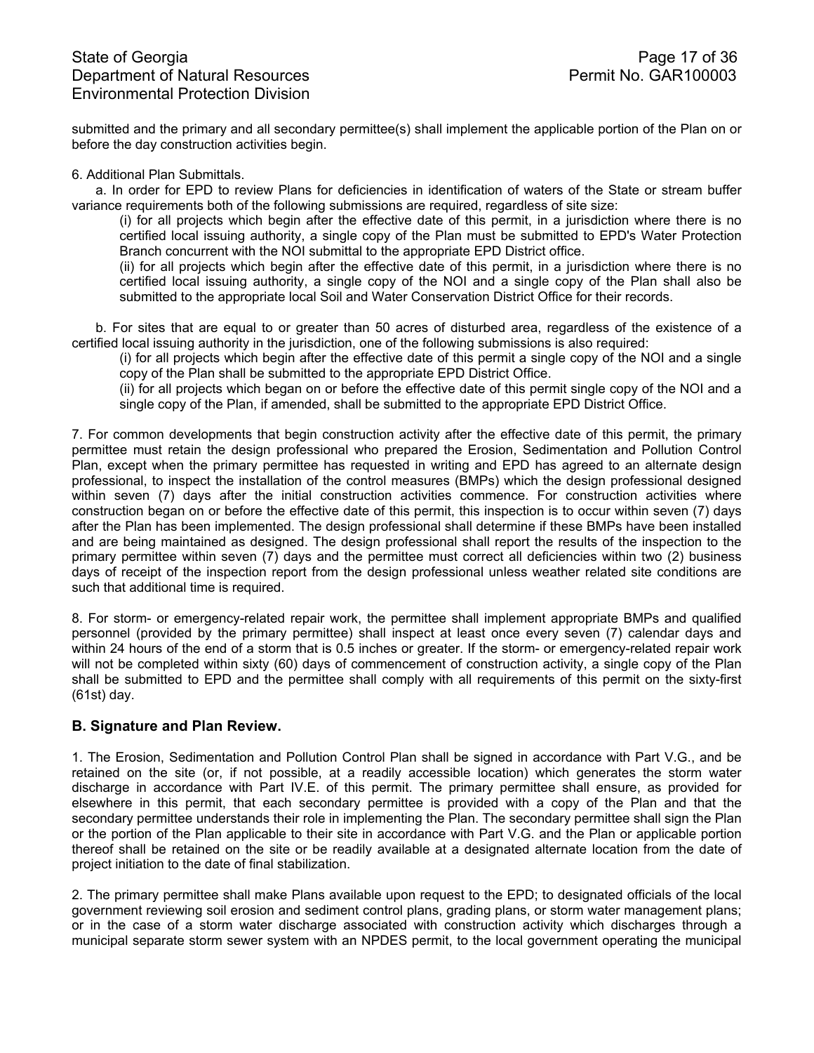submitted and the primary and all secondary permittee(s) shall implement the applicable portion of the Plan on or before the day construction activities begin.

6. Additional Plan Submittals.

a. In order for EPD to review Plans for deficiencies in identification of waters of the State or stream buffer variance requirements both of the following submissions are required, regardless of site size:

(i) for all projects which begin after the effective date of this permit, in a jurisdiction where there is no certified local issuing authority, a single copy of the Plan must be submitted to EPD's Water Protection Branch concurrent with the NOI submittal to the appropriate EPD District office.

(ii) for all projects which begin after the effective date of this permit, in a jurisdiction where there is no certified local issuing authority, a single copy of the NOI and a single copy of the Plan shall also be submitted to the appropriate local Soil and Water Conservation District Office for their records.

b. For sites that are equal to or greater than 50 acres of disturbed area, regardless of the existence of a certified local issuing authority in the jurisdiction, one of the following submissions is also required:

(i) for all projects which begin after the effective date of this permit a single copy of the NOI and a single copy of the Plan shall be submitted to the appropriate EPD District Office.

(ii) for all projects which began on or before the effective date of this permit single copy of the NOI and a single copy of the Plan, if amended, shall be submitted to the appropriate EPD District Office.

7. For common developments that begin construction activity after the effective date of this permit, the primary permittee must retain the design professional who prepared the Erosion, Sedimentation and Pollution Control Plan, except when the primary permittee has requested in writing and EPD has agreed to an alternate design professional, to inspect the installation of the control measures (BMPs) which the design professional designed within seven (7) days after the initial construction activities commence. For construction activities where construction began on or before the effective date of this permit, this inspection is to occur within seven (7) days after the Plan has been implemented. The design professional shall determine if these BMPs have been installed and are being maintained as designed. The design professional shall report the results of the inspection to the primary permittee within seven (7) days and the permittee must correct all deficiencies within two (2) business days of receipt of the inspection report from the design professional unless weather related site conditions are such that additional time is required.

8. For storm- or emergency-related repair work, the permittee shall implement appropriate BMPs and qualified personnel (provided by the primary permittee) shall inspect at least once every seven (7) calendar days and within 24 hours of the end of a storm that is 0.5 inches or greater. If the storm- or emergency-related repair work will not be completed within sixty (60) days of commencement of construction activity, a single copy of the Plan shall be submitted to EPD and the permittee shall comply with all requirements of this permit on the sixty-first (61st) day.

## B. Signature and Plan Review.

1. The Erosion, Sedimentation and Pollution Control Plan shall be signed in accordance with Part V.G., and be retained on the site (or, if not possible, at a readily accessible location) which generates the storm water discharge in accordance with Part IV.E. of this permit. The primary permittee shall ensure, as provided for elsewhere in this permit, that each secondary permittee is provided with a copy of the Plan and that the secondary permittee understands their role in implementing the Plan. The secondary permittee shall sign the Plan or the portion of the Plan applicable to their site in accordance with Part V.G. and the Plan or applicable portion thereof shall be retained on the site or be readily available at a designated alternate location from the date of project initiation to the date of final stabilization.

2. The primary permittee shall make Plans available upon request to the EPD; to designated officials of the local government reviewing soil erosion and sediment control plans, grading plans, or storm water management plans; or in the case of a storm water discharge associated with construction activity which discharges through a municipal separate storm sewer system with an NPDES permit, to the local government operating the municipal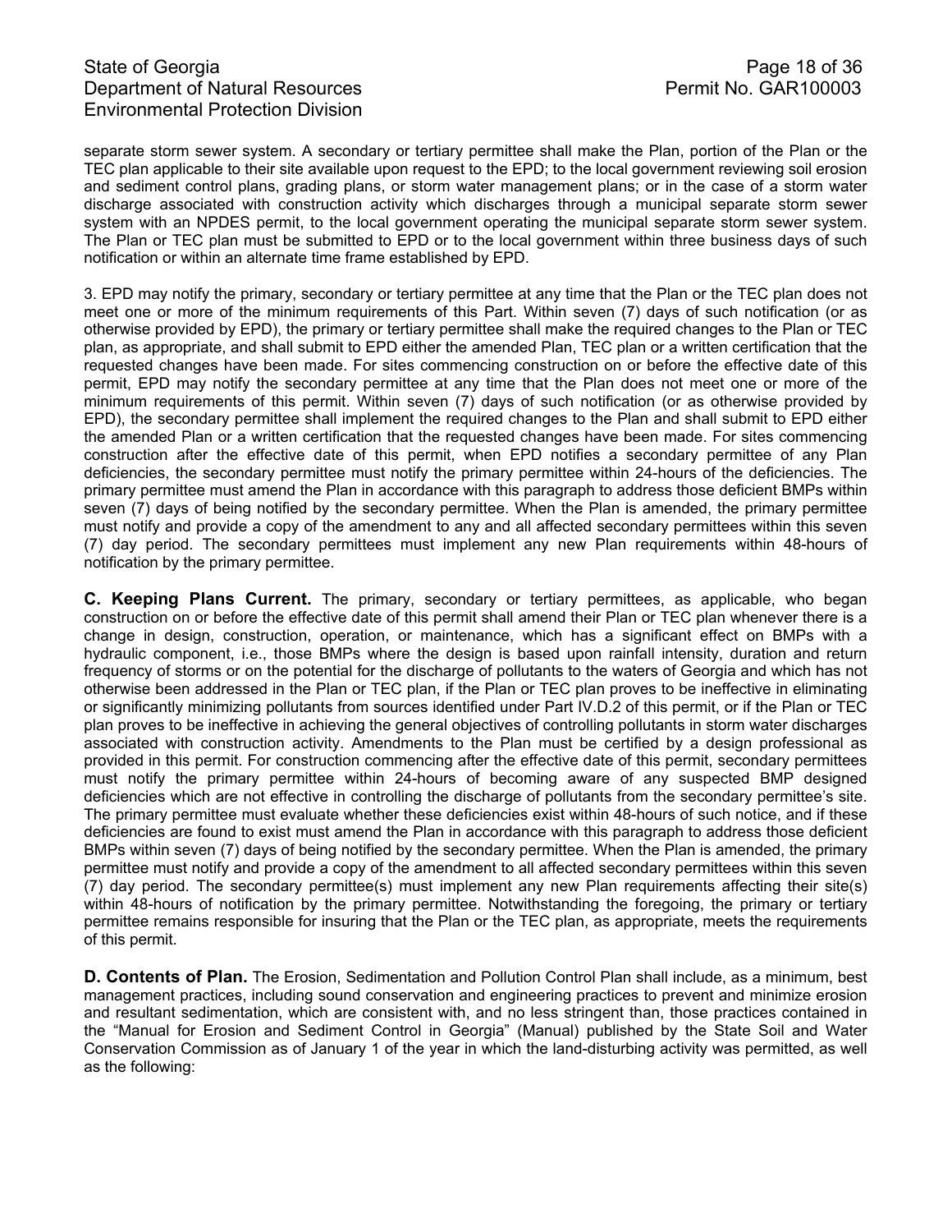separate storm sewer system. A secondary or tertiary permittee shall make the Plan, portion of the Plan or the TEC plan applicable to their site available upon request to the EPD; to the local government reviewing soil erosion and sediment control plans, grading plans, or storm water management plans; or in the case of a storm water discharge associated with construction activity which discharges through a municipal separate storm sewer system with an NPDES permit, to the local government operating the municipal separate storm sewer system. The Plan or TEC plan must be submitted to EPD or to the local government within three business days of such notification or within an alternate time frame established by EPD.

3. EPD may notify the primary, secondary or tertiary permittee at any time that the Plan or the TEC plan does not meet one or more of the minimum requirements of this Part. Within seven (7) days of such notification (or as otherwise provided by EPD), the primary or tertiary permittee shall make the required changes to the Plan or TEC plan, as appropriate, and shall submit to EPD either the amended Plan, TEC plan or a written certification that the requested changes have been made. For sites commencing construction on or before the effective date of this permit, EPD may notify the secondary permittee at any time that the Plan does not meet one or more of the minimum requirements of this permit. Within seven (7) days of such notification (or as otherwise provided by EPD), the secondary permittee shall implement the required changes to the Plan and shall submit to EPD either the amended Plan or a written certification that the requested changes have been made. For sites commencing construction after the effective date of this permit, when EPD notifies a secondary permittee of any Plan deficiencies, the secondary permittee must notify the primary permittee within 24-hours of the deficiencies. The primary permittee must amend the Plan in accordance with this paragraph to address those deficient BMPs within seven (7) days of being notified by the secondary permittee. When the Plan is amended, the primary permittee must notify and provide a copy of the amendment to any and all affected secondary permittees within this seven (7) day period. The secondary permittees must implement any new Plan requirements within 48-hours of notification by the primary permittee.

**C. Keeping Plans Current.** The primary, secondary or tertiary permittees, as applicable, who began construction on or before the effective date of this permit shall amend their Plan or TEC plan whenever there is a change in design, construction, operation, or maintenance, which has a significant effect on BMPs with a hydraulic component, i.e., those BMPs where the design is based upon rainfall intensity, duration and return frequency of storms or on the potential for the discharge of pollutants to the waters of Georgia and which has not otherwise been addressed in the Plan or TEC plan, if the Plan or TEC plan proves to be ineffective in eliminating or significantly minimizing pollutants from sources identified under Part IV.D.2 of this permit, or if the Plan or TEC plan proves to be ineffective in achieving the general objectives of controlling pollutants in storm water discharges associated with construction activity. Amendments to the Plan must be certified by a design professional as provided in this permit. For construction commencing after the effective date of this permit, secondary permittees must notify the primary permittee within 24-hours of becoming aware of any suspected BMP designed deficiencies which are not effective in controlling the discharge of pollutants from the secondary permittee's site. The primary permittee must evaluate whether these deficiencies exist within 48-hours of such notice, and if these deficiencies are found to exist must amend the Plan in accordance with this paragraph to address those deficient BMPs within seven (7) days of being notified by the secondary permittee. When the Plan is amended, the primary permittee must notify and provide a copy of the amendment to all affected secondary permittees within this seven (7) day period. The secondary permittee(s) must implement any new Plan requirements affecting their site(s) within 48-hours of notification by the primary permittee. Notwithstanding the foregoing, the primary or tertiary permittee remains responsible for insuring that the Plan or the TEC plan, as appropriate, meets the requirements of this permit.

**D. Contents of Plan.** The Erosion, Sedimentation and Pollution Control Plan shall include, as a minimum, best management practices, including sound conservation and engineering practices to prevent and minimize erosion and resultant sedimentation, which are consistent with, and no less stringent than, those practices contained in the "Manual for Erosion and Sediment Control in Georgia" (Manual) published by the State Soil and Water Conservation Commission as of January 1 of the year in which the land-disturbing activity was permitted, as well as the following: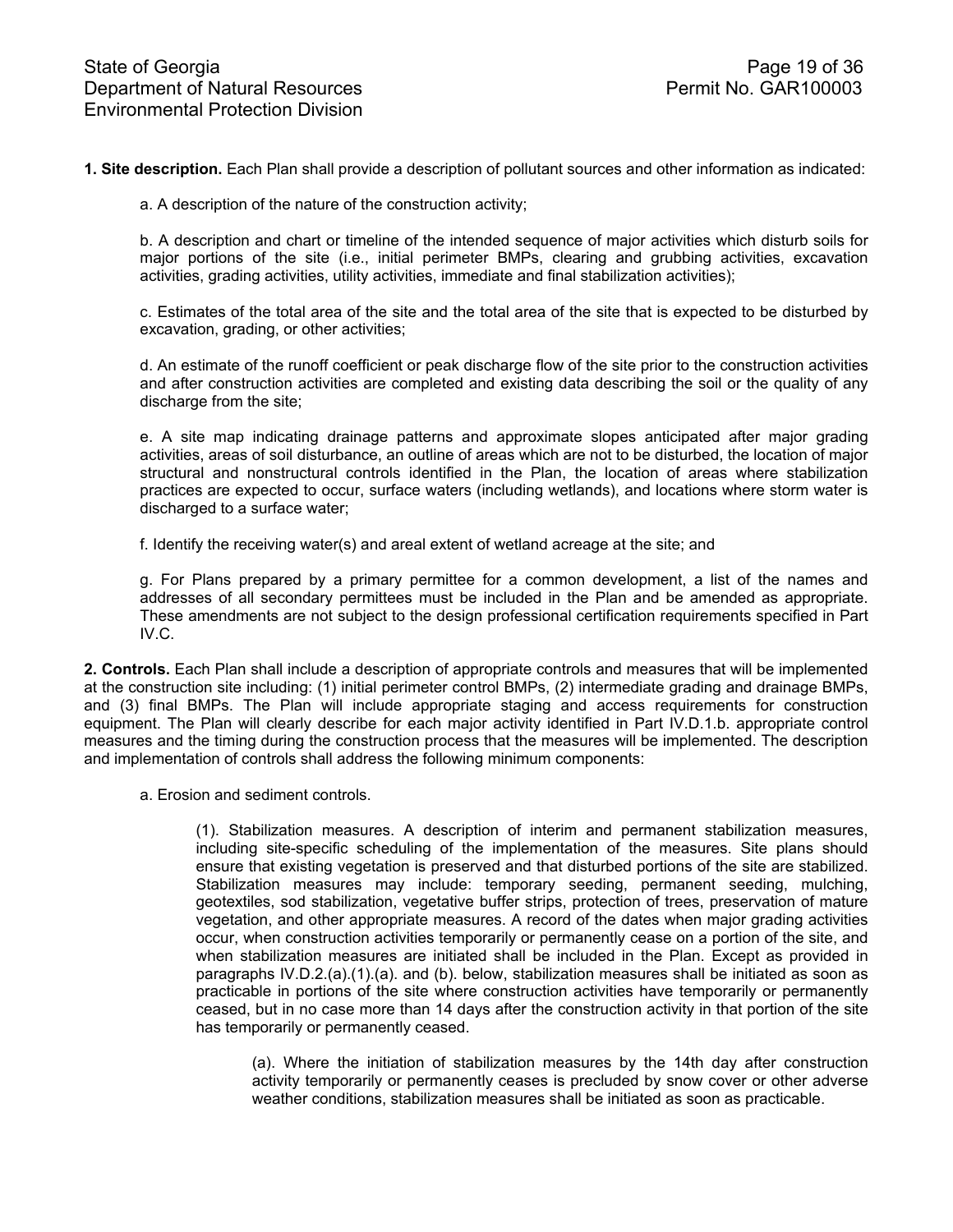**1. Site description.** Each Plan shall provide a description of pollutant sources and other information as indicated:

a. A description of the nature of the construction activity;

b. A description and chart or timeline of the intended sequence of major activities which disturb soils for major portions of the site (i.e., initial perimeter BMPs, clearing and grubbing activities, excavation activities, grading activities, utility activities, immediate and final stabilization activities);

c. Estimates of the total area of the site and the total area of the site that is expected to be disturbed by excavation, grading, or other activities;

d. An estimate of the runoff coefficient or peak discharge flow of the site prior to the construction activities and after construction activities are completed and existing data describing the soil or the quality of any discharge from the site;

e. A site map indicating drainage patterns and approximate slopes anticipated after major grading activities, areas of soil disturbance, an outline of areas which are not to be disturbed, the location of major structural and nonstructural controls identified in the Plan, the location of areas where stabilization practices are expected to occur, surface waters (including wetlands), and locations where storm water is discharged to a surface water;

f. Identify the receiving water(s) and areal extent of wetland acreage at the site; and

g. For Plans prepared by a primary permittee for a common development, a list of the names and addresses of all secondary permittees must be included in the Plan and be amended as appropriate. These amendments are not subject to the design professional certification requirements specified in Part IV.C.

**2. Controls.** Each Plan shall include a description of appropriate controls and measures that will be implemented at the construction site including: (1) initial perimeter control BMPs, (2) intermediate grading and drainage BMPs, and (3) final BMPs. The Plan will include appropriate staging and access requirements for construction equipment. The Plan will clearly describe for each major activity identified in Part IV.D.1.b. appropriate control measures and the timing during the construction process that the measures will be implemented. The description and implementation of controls shall address the following minimum components:

a. Erosion and sediment controls.

(1). Stabilization measures. A description of interim and permanent stabilization measures, including site-specific scheduling of the implementation of the measures. Site plans should ensure that existing vegetation is preserved and that disturbed portions of the site are stabilized. Stabilization measures may include: temporary seeding, permanent seeding, mulching, geotextiles, sod stabilization, vegetative buffer strips, protection of trees, preservation of mature vegetation, and other appropriate measures. A record of the dates when major grading activities occur, when construction activities temporarily or permanently cease on a portion of the site, and when stabilization measures are initiated shall be included in the Plan. Except as provided in paragraphs IV.D.2.(a).(1).(a). and (b). below, stabilization measures shall be initiated as soon as practicable in portions of the site where construction activities have temporarily or permanently ceased, but in no case more than 14 days after the construction activity in that portion of the site has temporarily or permanently ceased.

(a). Where the initiation of stabilization measures by the 14th day after construction activity temporarily or permanently ceases is precluded by snow cover or other adverse weather conditions, stabilization measures shall be initiated as soon as practicable.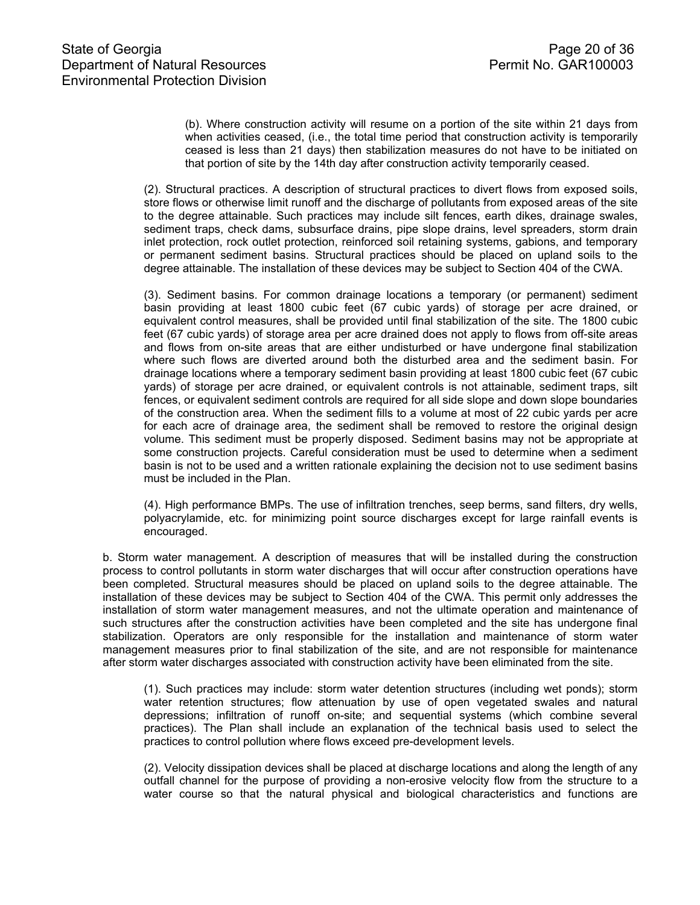(b). Where construction activity will resume on a portion of the site within 21 days from when activities ceased, (i.e., the total time period that construction activity is temporarily ceased is less than 21 days) then stabilization measures do not have to be initiated on that portion of site by the 14th day after construction activity temporarily ceased.

(2). Structural practices. A description of structural practices to divert flows from exposed soils, store flows or otherwise limit runoff and the discharge of pollutants from exposed areas of the site to the degree attainable. Such practices may include silt fences, earth dikes, drainage swales, sediment traps, check dams, subsurface drains, pipe slope drains, level spreaders, storm drain inlet protection, rock outlet protection, reinforced soil retaining systems, gabions, and temporary or permanent sediment basins. Structural practices should be placed on upland soils to the degree attainable. The installation of these devices may be subject to Section 404 of the CWA.

(3). Sediment basins. For common drainage locations a temporary (or permanent) sediment basin providing at least 1800 cubic feet (67 cubic yards) of storage per acre drained, or equivalent control measures, shall be provided until final stabilization of the site. The 1800 cubic feet (67 cubic yards) of storage area per acre drained does not apply to flows from off-site areas and flows from on-site areas that are either undisturbed or have undergone final stabilization where such flows are diverted around both the disturbed area and the sediment basin. For drainage locations where a temporary sediment basin providing at least 1800 cubic feet (67 cubic yards) of storage per acre drained, or equivalent controls is not attainable, sediment traps, silt fences, or equivalent sediment controls are required for all side slope and down slope boundaries of the construction area. When the sediment fills to a volume at most of 22 cubic yards per acre for each acre of drainage area, the sediment shall be removed to restore the original design volume. This sediment must be properly disposed. Sediment basins may not be appropriate at some construction projects. Careful consideration must be used to determine when a sediment basin is not to be used and a written rationale explaining the decision not to use sediment basins must be included in the Plan.

(4). High performance BMPs. The use of infiltration trenches, seep berms, sand filters, dry wells, polyacrylamide, etc. for minimizing point source discharges except for large rainfall events is encouraged.

b. Storm water management. A description of measures that will be installed during the construction process to control pollutants in storm water discharges that will occur after construction operations have been completed. Structural measures should be placed on upland soils to the degree attainable. The installation of these devices may be subject to Section 404 of the CWA. This permit only addresses the installation of storm water management measures, and not the ultimate operation and maintenance of such structures after the construction activities have been completed and the site has undergone final stabilization. Operators are only responsible for the installation and maintenance of storm water management measures prior to final stabilization of the site, and are not responsible for maintenance after storm water discharges associated with construction activity have been eliminated from the site.

(1). Such practices may include: storm water detention structures (including wet ponds); storm water retention structures; flow attenuation by use of open vegetated swales and natural depressions; infiltration of runoff on-site; and sequential systems (which combine several practices). The Plan shall include an explanation of the technical basis used to select the practices to control pollution where flows exceed pre-development levels.

(2). Velocity dissipation devices shall be placed at discharge locations and along the length of any outfall channel for the purpose of providing a non-erosive velocity flow from the structure to a water course so that the natural physical and biological characteristics and functions are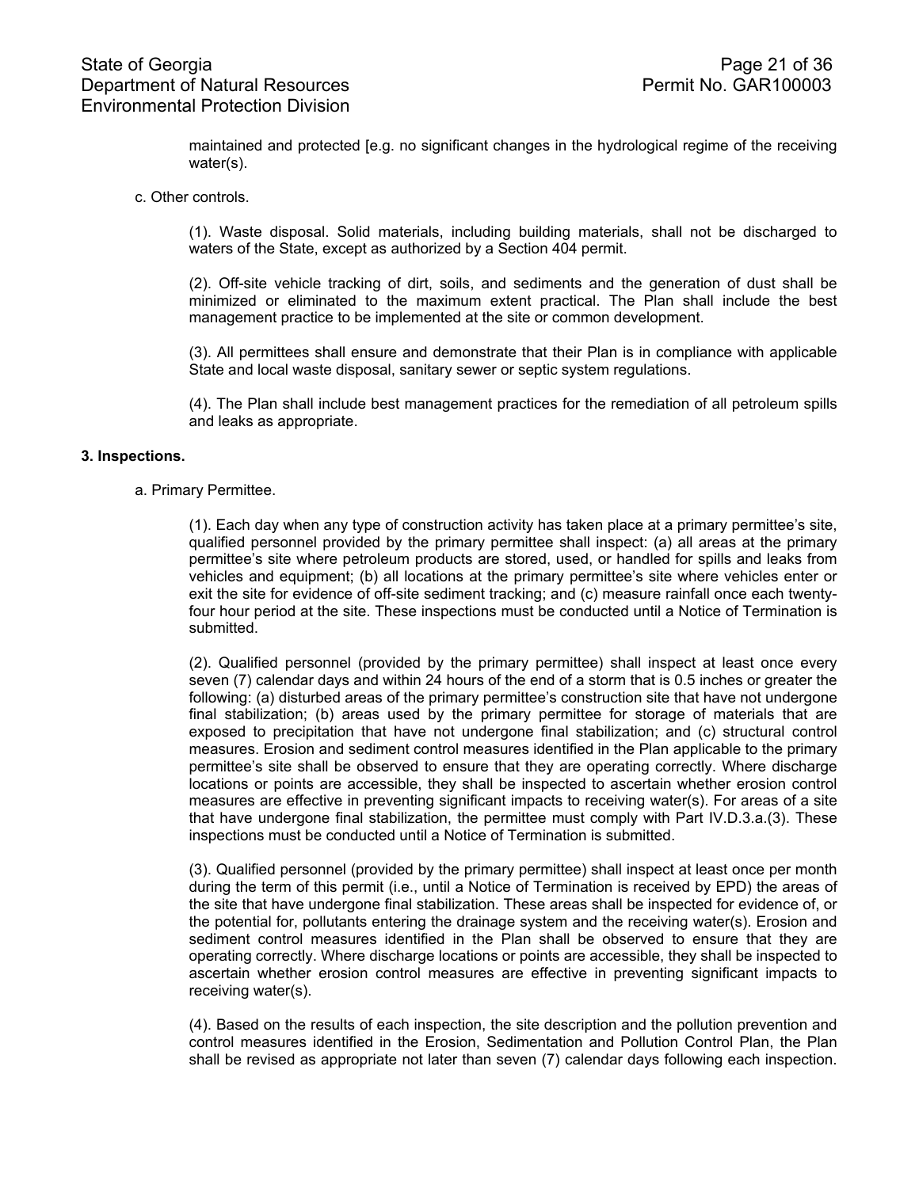maintained and protected [e.g. no significant changes in the hydrological regime of the receiving water(s).

c. Other controls.

(1). Waste disposal. Solid materials, including building materials, shall not be discharged to waters of the State, except as authorized by a Section 404 permit.

(2). Off-site vehicle tracking of dirt, soils, and sediments and the generation of dust shall be minimized or eliminated to the maximum extent practical. The Plan shall include the best management practice to be implemented at the site or common development.

(3). All permittees shall ensure and demonstrate that their Plan is in compliance with applicable State and local waste disposal, sanitary sewer or septic system regulations.

(4). The Plan shall include best management practices for the remediation of all petroleum spills and leaks as appropriate.

**3. Inspections.**

a. Primary Permittee.

(1). Each day when any type of construction activity has taken place at a primary permittee's site, qualified personnel provided by the primary permittee shall inspect: (a) all areas at the primary permittee's site where petroleum products are stored, used, or handled for spills and leaks from vehicles and equipment; (b) all locations at the primary permittee's site where vehicles enter or exit the site for evidence of off-site sediment tracking; and (c) measure rainfall once each twenty-four hour period at the site. These inspections must be conducted until a Notice of Termination is submitted.

(2). Qualified personnel (provided by the primary permittee) shall inspect at least once every seven (7) calendar days and within 24 hours of the end of a storm that is 0.5 inches or greater the following: (a) disturbed areas of the primary permittee's construction site that have not undergone final stabilization; (b) areas used by the primary permittee for storage of materials that are exposed to precipitation that have not undergone final stabilization; and (c) structural control measures. Erosion and sediment control measures identified in the Plan applicable to the primary permittee's site shall be observed to ensure that they are operating correctly. Where discharge locations or points are accessible, they shall be inspected to ascertain whether erosion control measures are effective in preventing significant impacts to receiving water(s). For areas of a site that have undergone final stabilization, the permittee must comply with Part IV.D.3.a.(3). These inspections must be conducted until a Notice of Termination is submitted.

(3). Qualified personnel (provided by the primary permittee) shall inspect at least once per month during the term of this permit (i.e., until a Notice of Termination is received by EPD) the areas of the site that have undergone final stabilization. These areas shall be inspected for evidence of, or the potential for, pollutants entering the drainage system and the receiving water(s). Erosion and sediment control measures identified in the Plan shall be observed to ensure that they are operating correctly. Where discharge locations or points are accessible, they shall be inspected to ascertain whether erosion control measures are effective in preventing significant impacts to receiving water(s).

(4). Based on the results of each inspection, the site description and the pollution prevention and control measures identified in the Erosion, Sedimentation and Pollution Control Plan, the Plan shall be revised as appropriate not later than seven (7) calendar days following each inspection.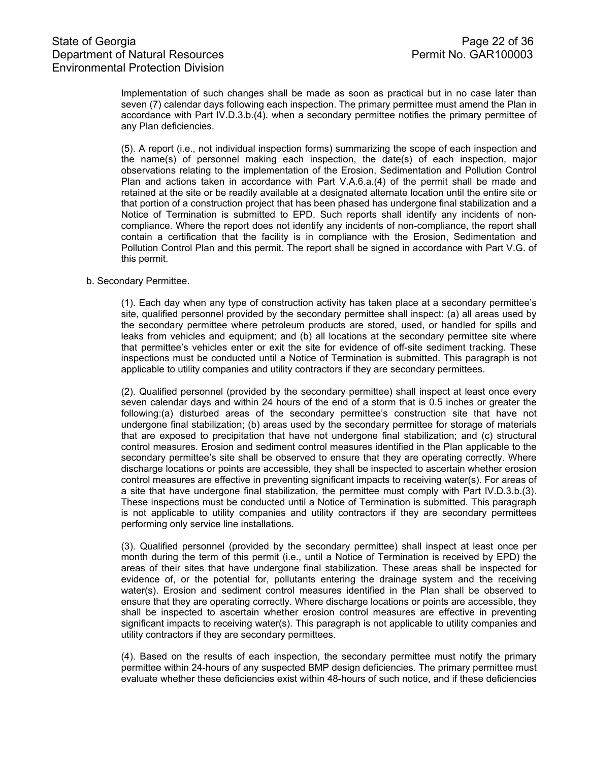Implementation of such changes shall be made as soon as practical but in no case later than seven (7) calendar days following each inspection. The primary permittee must amend the Plan in accordance with Part IV.D.3.b.(4). when a secondary permittee notifies the primary permittee of any Plan deficiencies.

(5). A report (i.e., not individual inspection forms) summarizing the scope of each inspection and the name(s) of personnel making each inspection, the date(s) of each inspection, major observations relating to the implementation of the Erosion, Sedimentation and Pollution Control Plan and actions taken in accordance with Part V.A.6.a.(4) of the permit shall be made and retained at the site or be readily available at a designated alternate location until the entire site or that portion of a construction project that has been phased has undergone final stabilization and a Notice of Termination is submitted to EPD. Such reports shall identify any incidents of non-compliance. Where the report does not identify any incidents of non-compliance, the report shall contain a certification that the facility is in compliance with the Erosion, Sedimentation and Pollution Control Plan and this permit. The report shall be signed in accordance with Part V.G. of this permit.

b. Secondary Permittee.

(1). Each day when any type of construction activity has taken place at a secondary permittee's site, qualified personnel provided by the secondary permittee shall inspect: (a) all areas used by the secondary permittee where petroleum products are stored, used, or handled for spills and leaks from vehicles and equipment; and (b) all locations at the secondary permittee site where that permittee's vehicles enter or exit the site for evidence of off-site sediment tracking. These inspections must be conducted until a Notice of Termination is submitted. This paragraph is not applicable to utility companies and utility contractors if they are secondary permittees.

(2). Qualified personnel (provided by the secondary permittee) shall inspect at least once every seven calendar days and within 24 hours of the end of a storm that is 0.5 inches or greater the following:(a) disturbed areas of the secondary permittee's construction site that have not undergone final stabilization; (b) areas used by the secondary permittee for storage of materials that are exposed to precipitation that have not undergone final stabilization; and (c) structural control measures. Erosion and sediment control measures identified in the Plan applicable to the secondary permittee's site shall be observed to ensure that they are operating correctly. Where discharge locations or points are accessible, they shall be inspected to ascertain whether erosion control measures are effective in preventing significant impacts to receiving water(s). For areas of a site that have undergone final stabilization, the permittee must comply with Part IV.D.3.b.(3). These inspections must be conducted until a Notice of Termination is submitted. This paragraph is not applicable to utility companies and utility contractors if they are secondary permittees performing only service line installations.

(3). Qualified personnel (provided by the secondary permittee) shall inspect at least once per month during the term of this permit (i.e., until a Notice of Termination is received by EPD) the areas of their sites that have undergone final stabilization. These areas shall be inspected for evidence of, or the potential for, pollutants entering the drainage system and the receiving water(s). Erosion and sediment control measures identified in the Plan shall be observed to ensure that they are operating correctly. Where discharge locations or points are accessible, they shall be inspected to ascertain whether erosion control measures are effective in preventing significant impacts to receiving water(s). This paragraph is not applicable to utility companies and utility contractors if they are secondary permittees.

(4). Based on the results of each inspection, the secondary permittee must notify the primary permittee within 24-hours of any suspected BMP design deficiencies. The primary permittee must evaluate whether these deficiencies exist within 48-hours of such notice, and if these deficiencies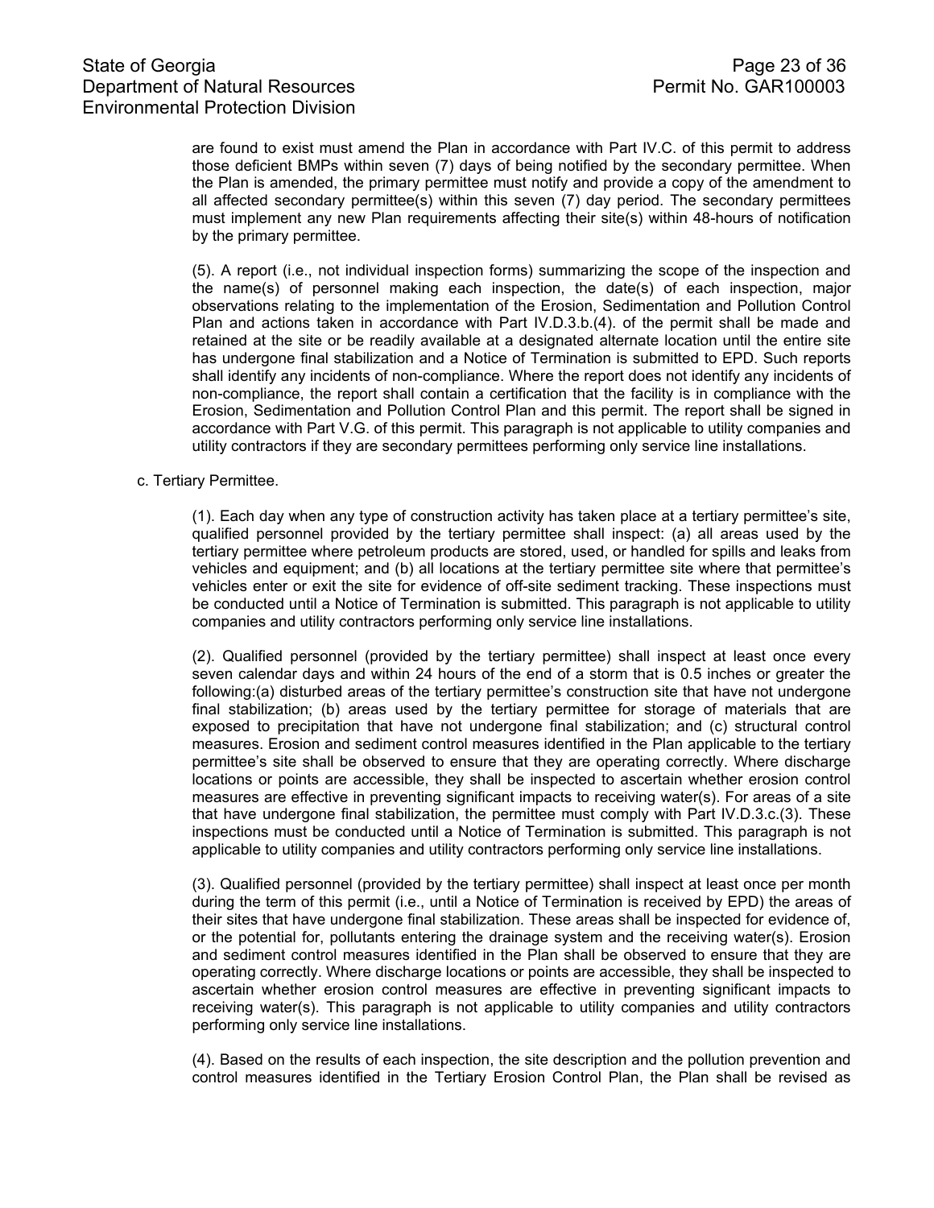are found to exist must amend the Plan in accordance with Part IV.C. of this permit to address those deficient BMPs within seven (7) days of being notified by the secondary permittee. When the Plan is amended, the primary permittee must notify and provide a copy of the amendment to all affected secondary permittee(s) within this seven (7) day period. The secondary permittees must implement any new Plan requirements affecting their site(s) within 48-hours of notification by the primary permittee.

(5). A report (i.e., not individual inspection forms) summarizing the scope of the inspection and the name(s) of personnel making each inspection, the date(s) of each inspection, major observations relating to the implementation of the Erosion, Sedimentation and Pollution Control Plan and actions taken in accordance with Part IV.D.3.b.(4). of the permit shall be made and retained at the site or be readily available at a designated alternate location until the entire site has undergone final stabilization and a Notice of Termination is submitted to EPD. Such reports shall identify any incidents of non-compliance. Where the report does not identify any incidents of non-compliance, the report shall contain a certification that the facility is in compliance with the Erosion, Sedimentation and Pollution Control Plan and this permit. The report shall be signed in accordance with Part V.G. of this permit. This paragraph is not applicable to utility companies and utility contractors if they are secondary permittees performing only service line installations.

c. Tertiary Permittee.

(1). Each day when any type of construction activity has taken place at a tertiary permittee's site, qualified personnel provided by the tertiary permittee shall inspect: (a) all areas used by the tertiary permittee where petroleum products are stored, used, or handled for spills and leaks from vehicles and equipment; and (b) all locations at the tertiary permittee site where that permittee's vehicles enter or exit the site for evidence of off-site sediment tracking. These inspections must be conducted until a Notice of Termination is submitted. This paragraph is not applicable to utility companies and utility contractors performing only service line installations.

(2). Qualified personnel (provided by the tertiary permittee) shall inspect at least once every seven calendar days and within 24 hours of the end of a storm that is 0.5 inches or greater the following:(a) disturbed areas of the tertiary permittee's construction site that have not undergone final stabilization; (b) areas used by the tertiary permittee for storage of materials that are exposed to precipitation that have not undergone final stabilization; and (c) structural control measures. Erosion and sediment control measures identified in the Plan applicable to the tertiary permittee's site shall be observed to ensure that they are operating correctly. Where discharge locations or points are accessible, they shall be inspected to ascertain whether erosion control measures are effective in preventing significant impacts to receiving water(s). For areas of a site that have undergone final stabilization, the permittee must comply with Part IV.D.3.c.(3). These inspections must be conducted until a Notice of Termination is submitted. This paragraph is not applicable to utility companies and utility contractors performing only service line installations.

(3). Qualified personnel (provided by the tertiary permittee) shall inspect at least once per month during the term of this permit (i.e., until a Notice of Termination is received by EPD) the areas of their sites that have undergone final stabilization. These areas shall be inspected for evidence of, or the potential for, pollutants entering the drainage system and the receiving water(s). Erosion and sediment control measures identified in the Plan shall be observed to ensure that they are operating correctly. Where discharge locations or points are accessible, they shall be inspected to ascertain whether erosion control measures are effective in preventing significant impacts to receiving water(s). This paragraph is not applicable to utility companies and utility contractors performing only service line installations.

(4). Based on the results of each inspection, the site description and the pollution prevention and control measures identified in the Tertiary Erosion Control Plan, the Plan shall be revised as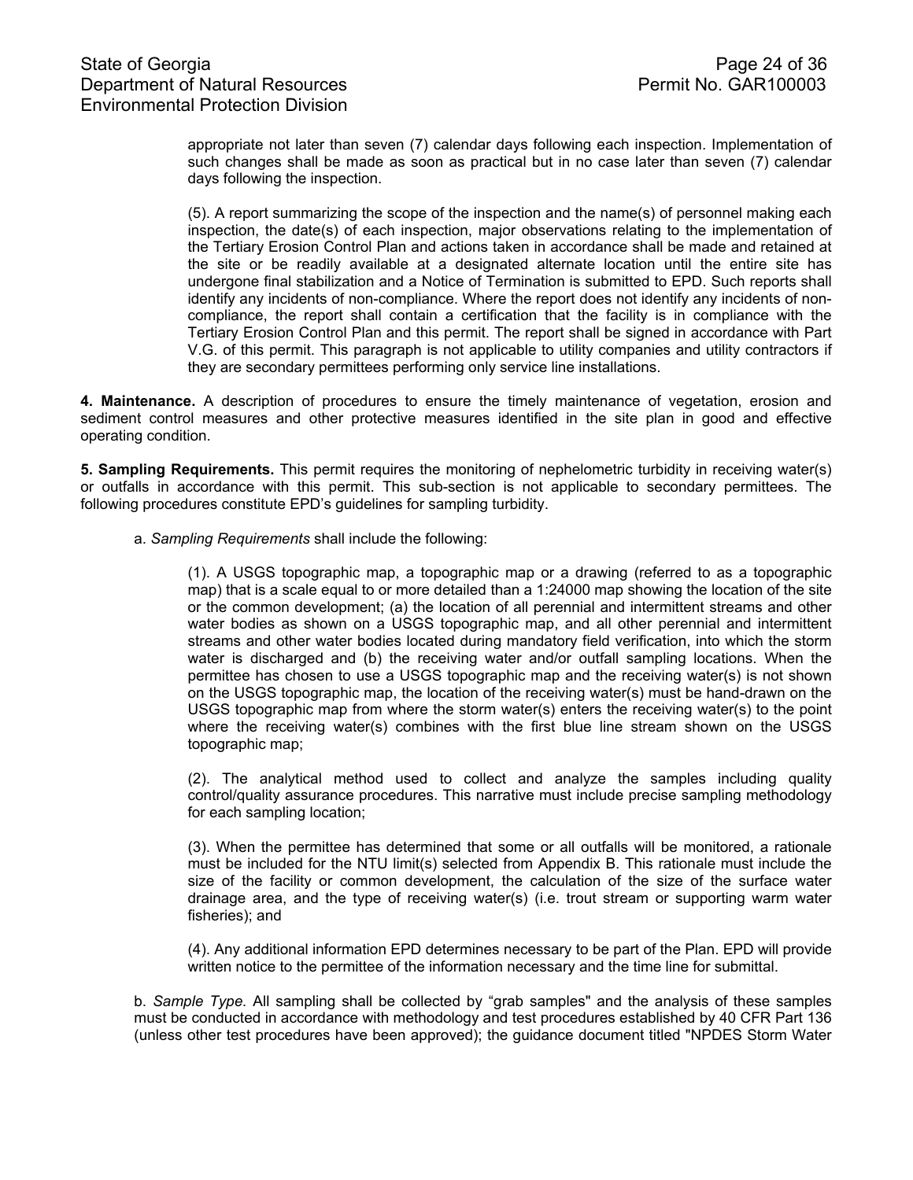appropriate not later than seven (7) calendar days following each inspection. Implementation of such changes shall be made as soon as practical but in no case later than seven (7) calendar days following the inspection.

(5). A report summarizing the scope of the inspection and the name(s) of personnel making each inspection, the date(s) of each inspection, major observations relating to the implementation of the Tertiary Erosion Control Plan and actions taken in accordance shall be made and retained at the site or be readily available at a designated alternate location until the entire site has undergone final stabilization and a Notice of Termination is submitted to EPD. Such reports shall identify any incidents of non-compliance. Where the report does not identify any incidents of non-compliance, the report shall contain a certification that the facility is in compliance with the Tertiary Erosion Control Plan and this permit. The report shall be signed in accordance with Part V.G. of this permit. This paragraph is not applicable to utility companies and utility contractors if they are secondary permittees performing only service line installations.

**4. Maintenance.** A description of procedures to ensure the timely maintenance of vegetation, erosion and sediment control measures and other protective measures identified in the site plan in good and effective operating condition.

**5. Sampling Requirements.** This permit requires the monitoring of nephelometric turbidity in receiving water(s) or outfalls in accordance with this permit. This sub-section is not applicable to secondary permittees. The following procedures constitute EPD's guidelines for sampling turbidity.

a. *Sampling Requirements* shall include the following:

(1). A USGS topographic map, a topographic map or a drawing (referred to as a topographic map) that is a scale equal to or more detailed than a 1:24000 map showing the location of the site or the common development; (a) the location of all perennial and intermittent streams and other water bodies as shown on a USGS topographic map, and all other perennial and intermittent streams and other water bodies located during mandatory field verification, into which the storm water is discharged and (b) the receiving water and/or outfall sampling locations. When the permittee has chosen to use a USGS topographic map and the receiving water(s) is not shown on the USGS topographic map, the location of the receiving water(s) must be hand-drawn on the USGS topographic map from where the storm water(s) enters the receiving water(s) to the point where the receiving water(s) combines with the first blue line stream shown on the USGS topographic map;

(2). The analytical method used to collect and analyze the samples including quality control/quality assurance procedures. This narrative must include precise sampling methodology for each sampling location;

(3). When the permittee has determined that some or all outfalls will be monitored, a rationale must be included for the NTU limit(s) selected from Appendix B. This rationale must include the size of the facility or common development, the calculation of the size of the surface water drainage area, and the type of receiving water(s) (i.e. trout stream or supporting warm water fisheries); and

(4). Any additional information EPD determines necessary to be part of the Plan. EPD will provide written notice to the permittee of the information necessary and the time line for submittal.

b. *Sample Type.* All sampling shall be collected by "grab samples" and the analysis of these samples must be conducted in accordance with methodology and test procedures established by 40 CFR Part 136 (unless other test procedures have been approved); the guidance document titled "NPDES Storm Water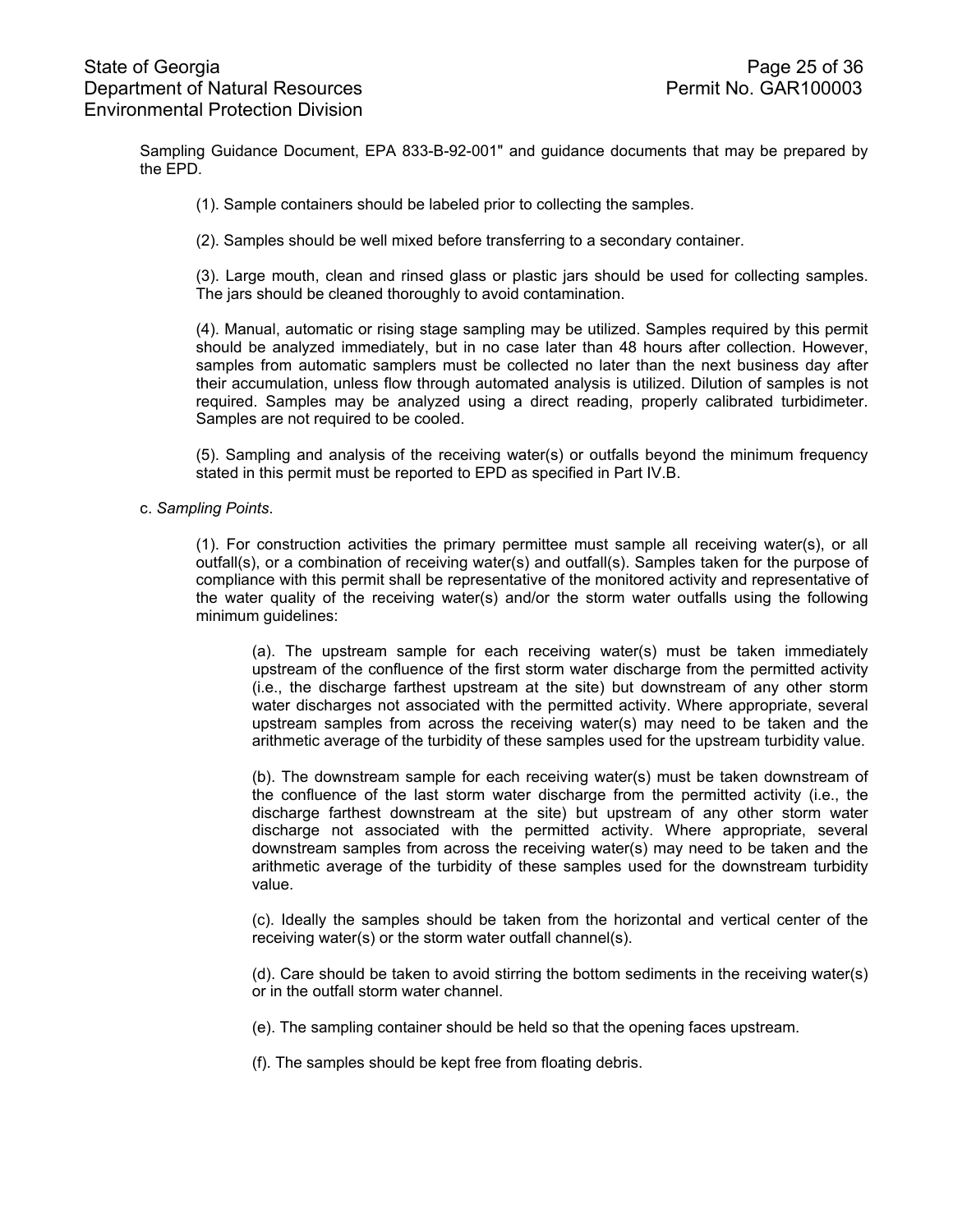Sampling Guidance Document, EPA 833-B-92-001" and guidance documents that may be prepared by the EPD.

(1). Sample containers should be labeled prior to collecting the samples.

(2). Samples should be well mixed before transferring to a secondary container.

(3). Large mouth, clean and rinsed glass or plastic jars should be used for collecting samples. The jars should be cleaned thoroughly to avoid contamination.

(4). Manual, automatic or rising stage sampling may be utilized. Samples required by this permit should be analyzed immediately, but in no case later than 48 hours after collection. However, samples from automatic samplers must be collected no later than the next business day after their accumulation, unless flow through automated analysis is utilized. Dilution of samples is not required. Samples may be analyzed using a direct reading, properly calibrated turbidimeter. Samples are not required to be cooled.

(5). Sampling and analysis of the receiving water(s) or outfalls beyond the minimum frequency stated in this permit must be reported to EPD as specified in Part IV.B.

c. *Sampling Points*.

(1). For construction activities the primary permittee must sample all receiving water(s), or all outfall(s), or a combination of receiving water(s) and outfall(s). Samples taken for the purpose of compliance with this permit shall be representative of the monitored activity and representative of the water quality of the receiving water(s) and/or the storm water outfalls using the following minimum guidelines:

(a). The upstream sample for each receiving water(s) must be taken immediately upstream of the confluence of the first storm water discharge from the permitted activity (i.e., the discharge farthest upstream at the site) but downstream of any other storm water discharges not associated with the permitted activity. Where appropriate, several upstream samples from across the receiving water(s) may need to be taken and the arithmetic average of the turbidity of these samples used for the upstream turbidity value.

(b). The downstream sample for each receiving water(s) must be taken downstream of the confluence of the last storm water discharge from the permitted activity (i.e., the discharge farthest downstream at the site) but upstream of any other storm water discharge not associated with the permitted activity. Where appropriate, several downstream samples from across the receiving water(s) may need to be taken and the arithmetic average of the turbidity of these samples used for the downstream turbidity value.

(c). Ideally the samples should be taken from the horizontal and vertical center of the receiving water(s) or the storm water outfall channel(s).

(d). Care should be taken to avoid stirring the bottom sediments in the receiving water(s) or in the outfall storm water channel.

(e). The sampling container should be held so that the opening faces upstream.

(f). The samples should be kept free from floating debris.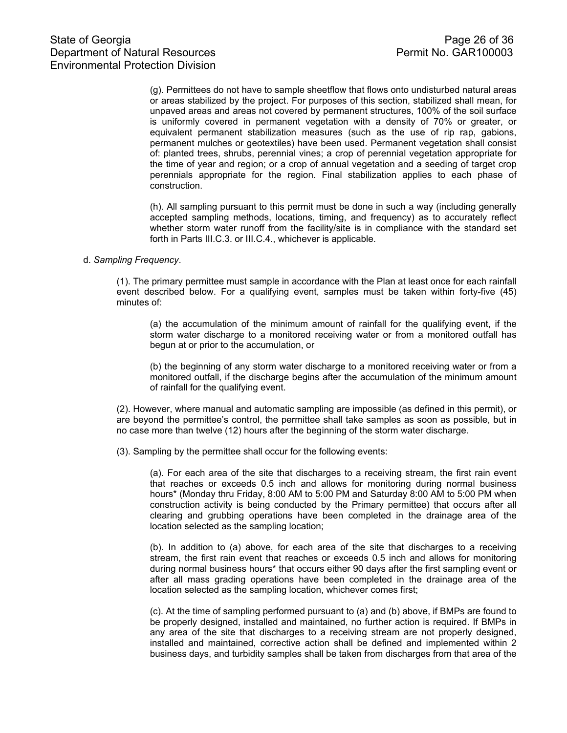(g). Permittees do not have to sample sheetflow that flows onto undisturbed natural areas or areas stabilized by the project. For purposes of this section, stabilized shall mean, for unpaved areas and areas not covered by permanent structures, 100% of the soil surface is uniformly covered in permanent vegetation with a density of 70% or greater, or equivalent permanent stabilization measures (such as the use of rip rap, gabions, permanent mulches or geotextiles) have been used. Permanent vegetation shall consist of: planted trees, shrubs, perennial vines; a crop of perennial vegetation appropriate for the time of year and region; or a crop of annual vegetation and a seeding of target crop perennials appropriate for the region. Final stabilization applies to each phase of construction.

(h). All sampling pursuant to this permit must be done in such a way (including generally accepted sampling methods, locations, timing, and frequency) as to accurately reflect whether storm water runoff from the facility/site is in compliance with the standard set forth in Parts III.C.3. or III.C.4., whichever is applicable.

d. *Sampling Frequency*.

(1). The primary permittee must sample in accordance with the Plan at least once for each rainfall event described below. For a qualifying event, samples must be taken within forty-five (45) minutes of:

(a) the accumulation of the minimum amount of rainfall for the qualifying event, if the storm water discharge to a monitored receiving water or from a monitored outfall has begun at or prior to the accumulation, or

(b) the beginning of any storm water discharge to a monitored receiving water or from a monitored outfall, if the discharge begins after the accumulation of the minimum amount of rainfall for the qualifying event.

(2). However, where manual and automatic sampling are impossible (as defined in this permit), or are beyond the permittee's control, the permittee shall take samples as soon as possible, but in no case more than twelve (12) hours after the beginning of the storm water discharge.

(3). Sampling by the permittee shall occur for the following events:

(a). For each area of the site that discharges to a receiving stream, the first rain event that reaches or exceeds 0.5 inch and allows for monitoring during normal business hours* (Monday thru Friday, 8:00 AM to 5:00 PM and Saturday 8:00 AM to 5:00 PM when construction activity is being conducted by the Primary permittee) that occurs after all clearing and grubbing operations have been completed in the drainage area of the location selected as the sampling location;

(b). In addition to (a) above, for each area of the site that discharges to a receiving stream, the first rain event that reaches or exceeds 0.5 inch and allows for monitoring during normal business hours* that occurs either 90 days after the first sampling event or after all mass grading operations have been completed in the drainage area of the location selected as the sampling location, whichever comes first;

(c). At the time of sampling performed pursuant to (a) and (b) above, if BMPs are found to be properly designed, installed and maintained, no further action is required. If BMPs in any area of the site that discharges to a receiving stream are not properly designed, installed and maintained, corrective action shall be defined and implemented within 2 business days, and turbidity samples shall be taken from discharges from that area of the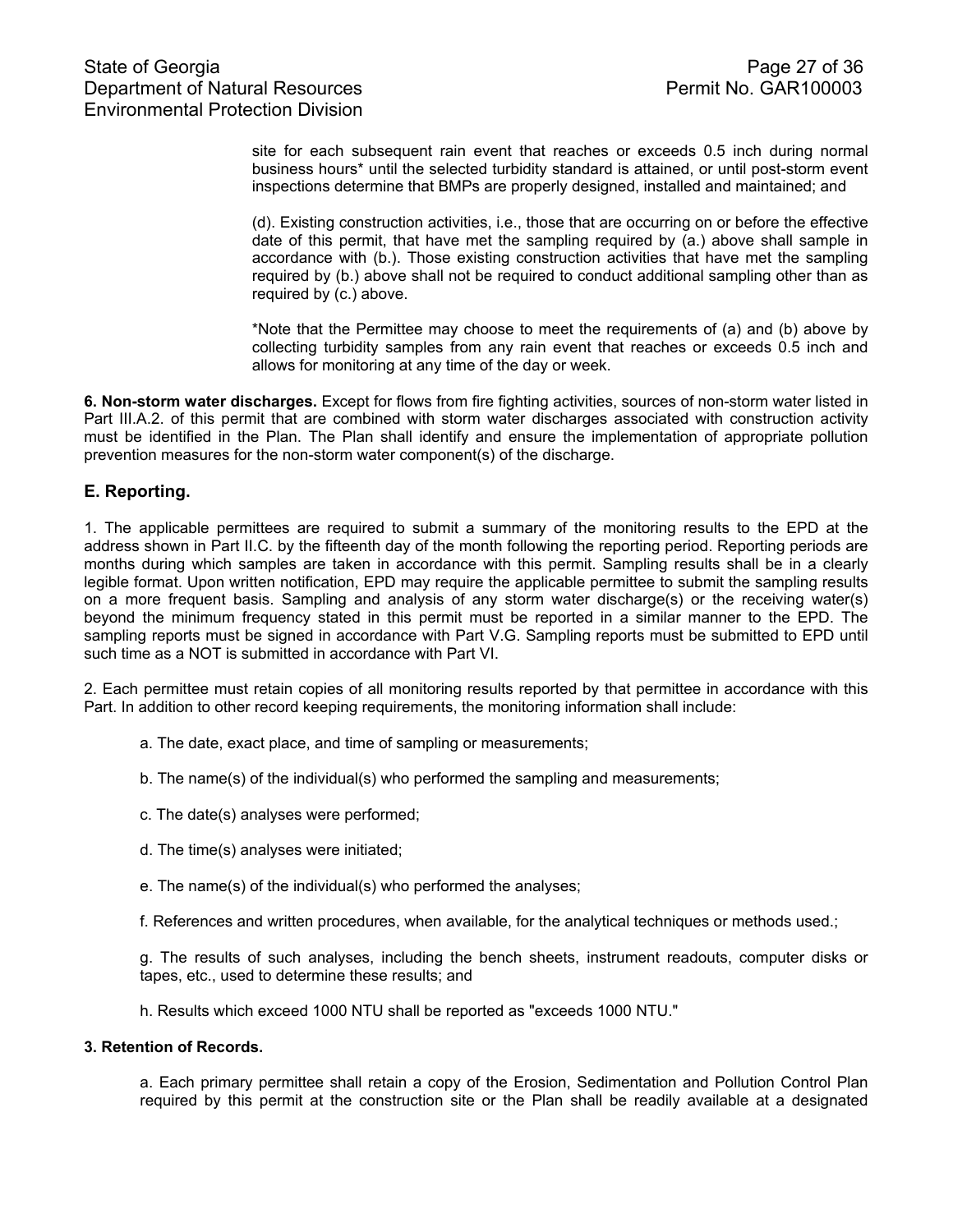site for each subsequent rain event that reaches or exceeds 0.5 inch during normal business hours* until the selected turbidity standard is attained, or until post-storm event inspections determine that BMPs are properly designed, installed and maintained; and

(d). Existing construction activities, i.e., those that are occurring on or before the effective date of this permit, that have met the sampling required by (a.) above shall sample in accordance with (b.). Those existing construction activities that have met the sampling required by (b.) above shall not be required to conduct additional sampling other than as required by (c.) above.

*Note that the Permittee may choose to meet the requirements of (a) and (b) above by collecting turbidity samples from any rain event that reaches or exceeds 0.5 inch and allows for monitoring at any time of the day or week.

**6. Non-storm water discharges.** Except for flows from fire fighting activities, sources of non-storm water listed in Part III.A.2. of this permit that are combined with storm water discharges associated with construction activity must be identified in the Plan. The Plan shall identify and ensure the implementation of appropriate pollution prevention measures for the non-storm water component(s) of the discharge.

## E. Reporting.

1. The applicable permittees are required to submit a summary of the monitoring results to the EPD at the address shown in Part II.C. by the fifteenth day of the month following the reporting period. Reporting periods are months during which samples are taken in accordance with this permit. Sampling results shall be in a clearly legible format. Upon written notification, EPD may require the applicable permittee to submit the sampling results on a more frequent basis. Sampling and analysis of any storm water discharge(s) or the receiving water(s) beyond the minimum frequency stated in this permit must be reported in a similar manner to the EPD. The sampling reports must be signed in accordance with Part V.G. Sampling reports must be submitted to EPD until such time as a NOT is submitted in accordance with Part VI.

2. Each permittee must retain copies of all monitoring results reported by that permittee in accordance with this Part. In addition to other record keeping requirements, the monitoring information shall include:

a. The date, exact place, and time of sampling or measurements;

b. The name(s) of the individual(s) who performed the sampling and measurements;

c. The date(s) analyses were performed;

d. The time(s) analyses were initiated;

e. The name(s) of the individual(s) who performed the analyses;

f. References and written procedures, when available, for the analytical techniques or methods used.;

g. The results of such analyses, including the bench sheets, instrument readouts, computer disks or tapes, etc., used to determine these results; and

h. Results which exceed 1000 NTU shall be reported as "exceeds 1000 NTU."

**3. Retention of Records.**

a. Each primary permittee shall retain a copy of the Erosion, Sedimentation and Pollution Control Plan required by this permit at the construction site or the Plan shall be readily available at a designated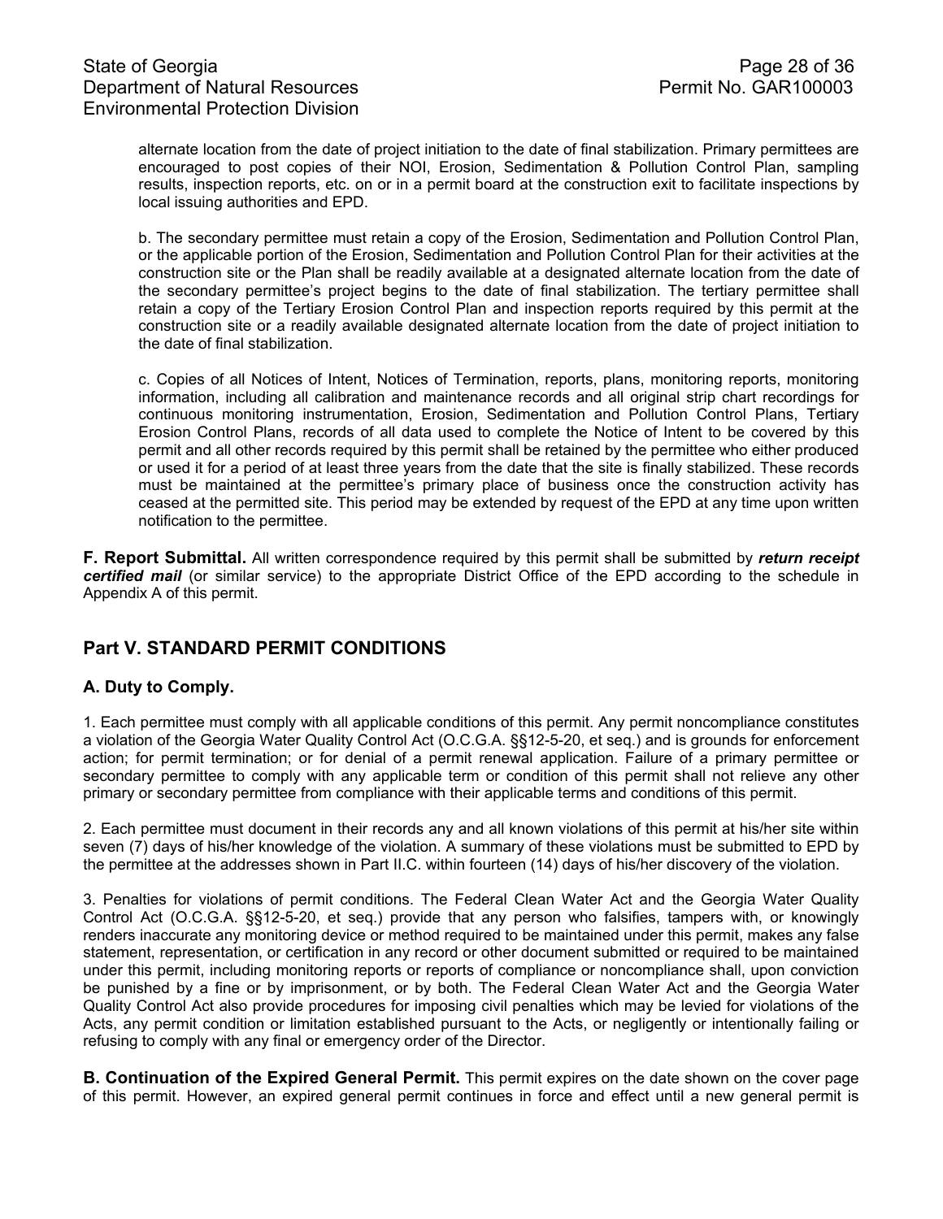alternate location from the date of project initiation to the date of final stabilization. Primary permittees are encouraged to post copies of their NOI, Erosion, Sedimentation & Pollution Control Plan, sampling results, inspection reports, etc. on or in a permit board at the construction exit to facilitate inspections by local issuing authorities and EPD.

b. The secondary permittee must retain a copy of the Erosion, Sedimentation and Pollution Control Plan, or the applicable portion of the Erosion, Sedimentation and Pollution Control Plan for their activities at the construction site or the Plan shall be readily available at a designated alternate location from the date of the secondary permittee's project begins to the date of final stabilization. The tertiary permittee shall retain a copy of the Tertiary Erosion Control Plan and inspection reports required by this permit at the construction site or a readily available designated alternate location from the date of project initiation to the date of final stabilization.

c. Copies of all Notices of Intent, Notices of Termination, reports, plans, monitoring reports, monitoring information, including all calibration and maintenance records and all original strip chart recordings for continuous monitoring instrumentation, Erosion, Sedimentation and Pollution Control Plans, Tertiary Erosion Control Plans, records of all data used to complete the Notice of Intent to be covered by this permit and all other records required by this permit shall be retained by the permittee who either produced or used it for a period of at least three years from the date that the site is finally stabilized. These records must be maintained at the permittee's primary place of business once the construction activity has ceased at the permitted site. This period may be extended by request of the EPD at any time upon written notification to the permittee.

**F. Report Submittal.** All written correspondence required by this permit shall be submitted by ***return receipt certified mail*** (or similar service) to the appropriate District Office of the EPD according to the schedule in Appendix A of this permit.

## Part V. STANDARD PERMIT CONDITIONS

### A. Duty to Comply.

1. Each permittee must comply with all applicable conditions of this permit. Any permit noncompliance constitutes a violation of the Georgia Water Quality Control Act (O.C.G.A. §§12-5-20, et seq.) and is grounds for enforcement action; for permit termination; or for denial of a permit renewal application. Failure of a primary permittee or secondary permittee to comply with any applicable term or condition of this permit shall not relieve any other primary or secondary permittee from compliance with their applicable terms and conditions of this permit.

2. Each permittee must document in their records any and all known violations of this permit at his/her site within seven (7) days of his/her knowledge of the violation. A summary of these violations must be submitted to EPD by the permittee at the addresses shown in Part II.C. within fourteen (14) days of his/her discovery of the violation.

3. Penalties for violations of permit conditions. The Federal Clean Water Act and the Georgia Water Quality Control Act (O.C.G.A. §§12-5-20, et seq.) provide that any person who falsifies, tampers with, or knowingly renders inaccurate any monitoring device or method required to be maintained under this permit, makes any false statement, representation, or certification in any record or other document submitted or required to be maintained under this permit, including monitoring reports or reports of compliance or noncompliance shall, upon conviction be punished by a fine or by imprisonment, or by both. The Federal Clean Water Act and the Georgia Water Quality Control Act also provide procedures for imposing civil penalties which may be levied for violations of the Acts, any permit condition or limitation established pursuant to the Acts, or negligently or intentionally failing or refusing to comply with any final or emergency order of the Director.

**B. Continuation of the Expired General Permit.** This permit expires on the date shown on the cover page of this permit. However, an expired general permit continues in force and effect until a new general permit is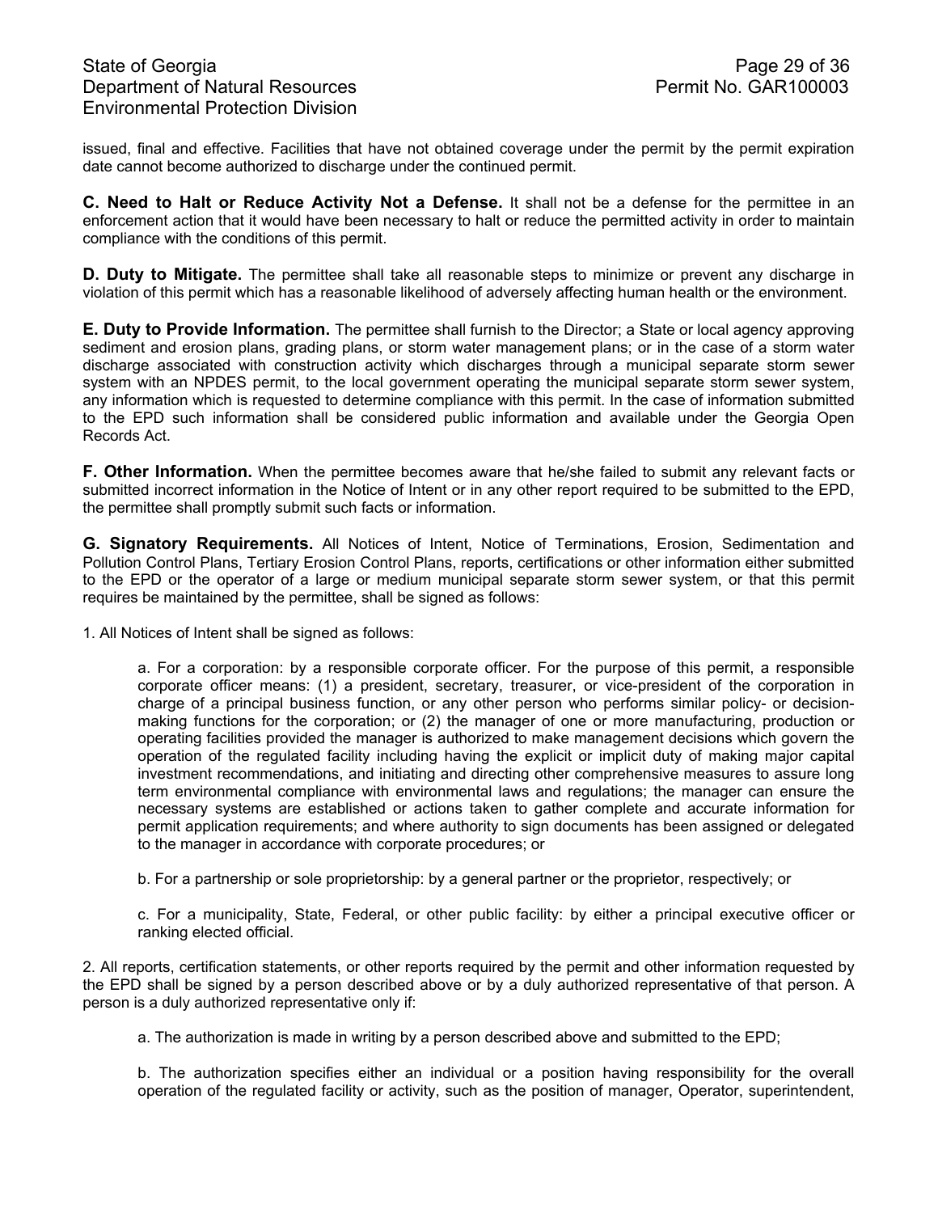issued, final and effective. Facilities that have not obtained coverage under the permit by the permit expiration date cannot become authorized to discharge under the continued permit.

**C. Need to Halt or Reduce Activity Not a Defense.** It shall not be a defense for the permittee in an enforcement action that it would have been necessary to halt or reduce the permitted activity in order to maintain compliance with the conditions of this permit.

**D. Duty to Mitigate.** The permittee shall take all reasonable steps to minimize or prevent any discharge in violation of this permit which has a reasonable likelihood of adversely affecting human health or the environment.

**E. Duty to Provide Information.** The permittee shall furnish to the Director; a State or local agency approving sediment and erosion plans, grading plans, or storm water management plans; or in the case of a storm water discharge associated with construction activity which discharges through a municipal separate storm sewer system with an NPDES permit, to the local government operating the municipal separate storm sewer system, any information which is requested to determine compliance with this permit. In the case of information submitted to the EPD such information shall be considered public information and available under the Georgia Open Records Act.

**F. Other Information.** When the permittee becomes aware that he/she failed to submit any relevant facts or submitted incorrect information in the Notice of Intent or in any other report required to be submitted to the EPD, the permittee shall promptly submit such facts or information.

**G. Signatory Requirements.** All Notices of Intent, Notice of Terminations, Erosion, Sedimentation and Pollution Control Plans, Tertiary Erosion Control Plans, reports, certifications or other information either submitted to the EPD or the operator of a large or medium municipal separate storm sewer system, or that this permit requires be maintained by the permittee, shall be signed as follows:

1. All Notices of Intent shall be signed as follows:

   a. For a corporation: by a responsible corporate officer. For the purpose of this permit, a responsible corporate officer means: (1) a president, secretary, treasurer, or vice-president of the corporation in charge of a principal business function, or any other person who performs similar policy- or decision-making functions for the corporation; or (2) the manager of one or more manufacturing, production or operating facilities provided the manager is authorized to make management decisions which govern the operation of the regulated facility including having the explicit or implicit duty of making major capital investment recommendations, and initiating and directing other comprehensive measures to assure long term environmental compliance with environmental laws and regulations; the manager can ensure the necessary systems are established or actions taken to gather complete and accurate information for permit application requirements; and where authority to sign documents has been assigned or delegated to the manager in accordance with corporate procedures; or

   b. For a partnership or sole proprietorship: by a general partner or the proprietor, respectively; or

   c. For a municipality, State, Federal, or other public facility: by either a principal executive officer or ranking elected official.

2. All reports, certification statements, or other reports required by the permit and other information requested by the EPD shall be signed by a person described above or by a duly authorized representative of that person. A person is a duly authorized representative only if:

   a. The authorization is made in writing by a person described above and submitted to the EPD;

   b. The authorization specifies either an individual or a position having responsibility for the overall operation of the regulated facility or activity, such as the position of manager, Operator, superintendent,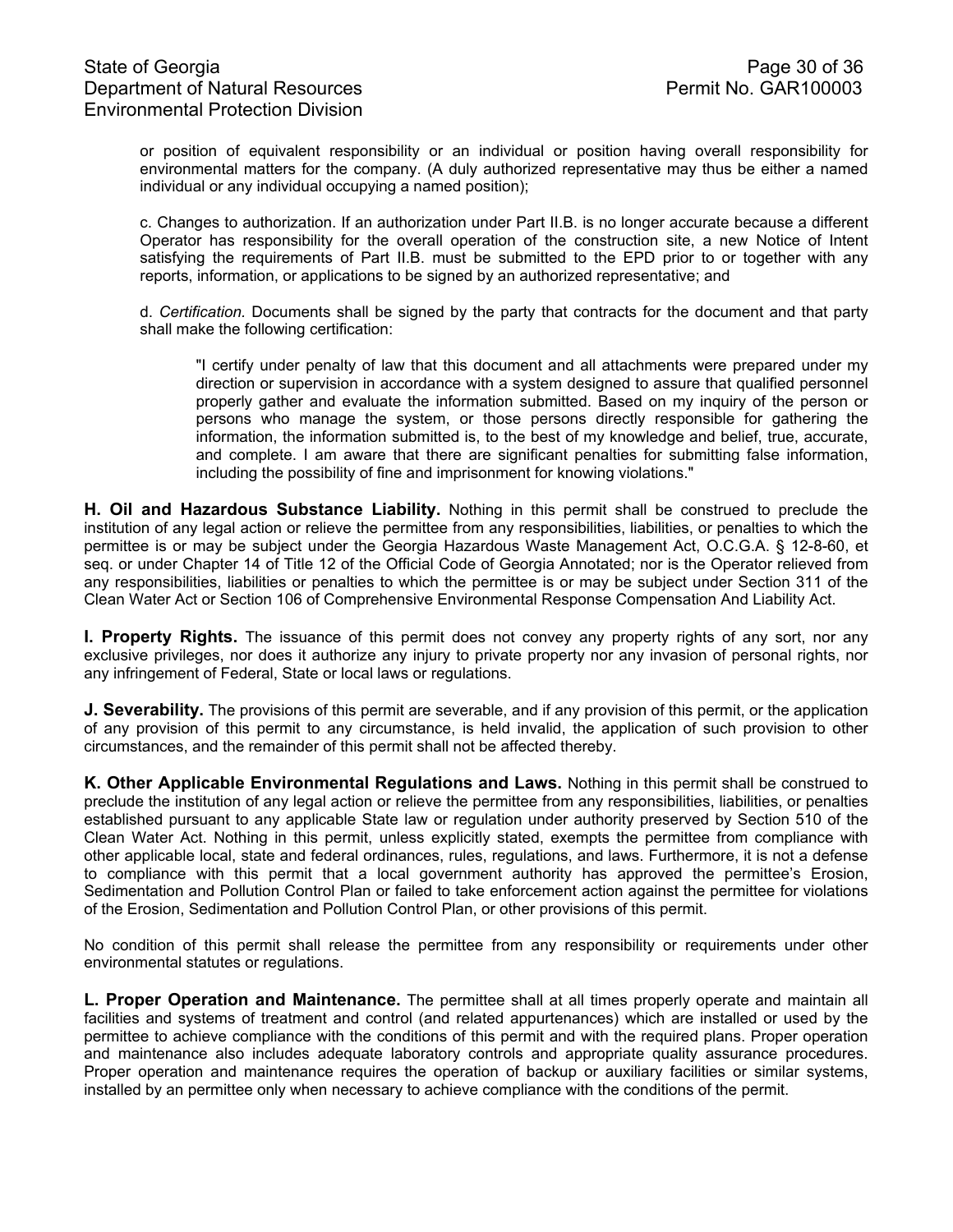or position of equivalent responsibility or an individual or position having overall responsibility for environmental matters for the company. (A duly authorized representative may thus be either a named individual or any individual occupying a named position);

c. Changes to authorization. If an authorization under Part II.B. is no longer accurate because a different Operator has responsibility for the overall operation of the construction site, a new Notice of Intent satisfying the requirements of Part II.B. must be submitted to the EPD prior to or together with any reports, information, or applications to be signed by an authorized representative; and

d. *Certification.* Documents shall be signed by the party that contracts for the document and that party shall make the following certification:

> "I certify under penalty of law that this document and all attachments were prepared under my direction or supervision in accordance with a system designed to assure that qualified personnel properly gather and evaluate the information submitted. Based on my inquiry of the person or persons who manage the system, or those persons directly responsible for gathering the information, the information submitted is, to the best of my knowledge and belief, true, accurate, and complete. I am aware that there are significant penalties for submitting false information, including the possibility of fine and imprisonment for knowing violations."

**H. Oil and Hazardous Substance Liability.** Nothing in this permit shall be construed to preclude the institution of any legal action or relieve the permittee from any responsibilities, liabilities, or penalties to which the permittee is or may be subject under the Georgia Hazardous Waste Management Act, O.C.G.A. § 12-8-60, et seq. or under Chapter 14 of Title 12 of the Official Code of Georgia Annotated; nor is the Operator relieved from any responsibilities, liabilities or penalties to which the permittee is or may be subject under Section 311 of the Clean Water Act or Section 106 of Comprehensive Environmental Response Compensation And Liability Act.

**I. Property Rights.** The issuance of this permit does not convey any property rights of any sort, nor any exclusive privileges, nor does it authorize any injury to private property nor any invasion of personal rights, nor any infringement of Federal, State or local laws or regulations.

**J. Severability.** The provisions of this permit are severable, and if any provision of this permit, or the application of any provision of this permit to any circumstance, is held invalid, the application of such provision to other circumstances, and the remainder of this permit shall not be affected thereby.

**K. Other Applicable Environmental Regulations and Laws.** Nothing in this permit shall be construed to preclude the institution of any legal action or relieve the permittee from any responsibilities, liabilities, or penalties established pursuant to any applicable State law or regulation under authority preserved by Section 510 of the Clean Water Act. Nothing in this permit, unless explicitly stated, exempts the permittee from compliance with other applicable local, state and federal ordinances, rules, regulations, and laws. Furthermore, it is not a defense to compliance with this permit that a local government authority has approved the permittee's Erosion, Sedimentation and Pollution Control Plan or failed to take enforcement action against the permittee for violations of the Erosion, Sedimentation and Pollution Control Plan, or other provisions of this permit.

No condition of this permit shall release the permittee from any responsibility or requirements under other environmental statutes or regulations.

**L. Proper Operation and Maintenance.** The permittee shall at all times properly operate and maintain all facilities and systems of treatment and control (and related appurtenances) which are installed or used by the permittee to achieve compliance with the conditions of this permit and with the required plans. Proper operation and maintenance also includes adequate laboratory controls and appropriate quality assurance procedures. Proper operation and maintenance requires the operation of backup or auxiliary facilities or similar systems, installed by an permittee only when necessary to achieve compliance with the conditions of the permit.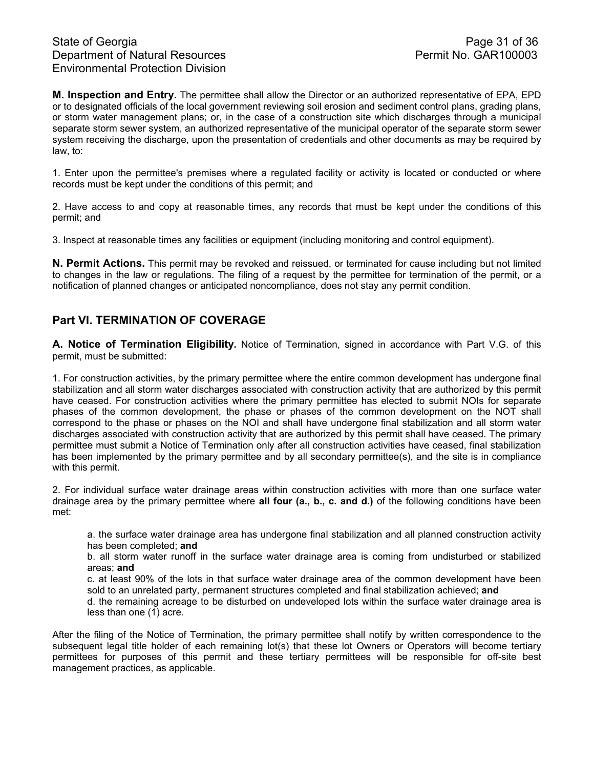**M. Inspection and Entry.** The permittee shall allow the Director or an authorized representative of EPA, EPD or to designated officials of the local government reviewing soil erosion and sediment control plans, grading plans, or storm water management plans; or, in the case of a construction site which discharges through a municipal separate storm sewer system, an authorized representative of the municipal operator of the separate storm sewer system receiving the discharge, upon the presentation of credentials and other documents as may be required by law, to:

1. Enter upon the permittee's premises where a regulated facility or activity is located or conducted or where records must be kept under the conditions of this permit; and

2. Have access to and copy at reasonable times, any records that must be kept under the conditions of this permit; and

3. Inspect at reasonable times any facilities or equipment (including monitoring and control equipment).

**N. Permit Actions.** This permit may be revoked and reissued, or terminated for cause including but not limited to changes in the law or regulations. The filing of a request by the permittee for termination of the permit, or a notification of planned changes or anticipated noncompliance, does not stay any permit condition.

## Part VI. TERMINATION OF COVERAGE

**A. Notice of Termination Eligibility.** Notice of Termination, signed in accordance with Part V.G. of this permit, must be submitted:

1. For construction activities, by the primary permittee where the entire common development has undergone final stabilization and all storm water discharges associated with construction activity that are authorized by this permit have ceased. For construction activities where the primary permittee has elected to submit NOIs for separate phases of the common development, the phase or phases of the common development on the NOT shall correspond to the phase or phases on the NOI and shall have undergone final stabilization and all storm water discharges associated with construction activity that are authorized by this permit shall have ceased. The primary permittee must submit a Notice of Termination only after all construction activities have ceased, final stabilization has been implemented by the primary permittee and by all secondary permittee(s), and the site is in compliance with this permit.

2. For individual surface water drainage areas within construction activities with more than one surface water drainage area by the primary permittee where **all four (a., b., c. and d.)** of the following conditions have been met:

> a. the surface water drainage area has undergone final stabilization and all planned construction activity has been completed; **and**
> b. all storm water runoff in the surface water drainage area is coming from undisturbed or stabilized areas; **and**
> c. at least 90% of the lots in that surface water drainage area of the common development have been sold to an unrelated party, permanent structures completed and final stabilization achieved; **and**
> d. the remaining acreage to be disturbed on undeveloped lots within the surface water drainage area is less than one (1) acre.

After the filing of the Notice of Termination, the primary permittee shall notify by written correspondence to the subsequent legal title holder of each remaining lot(s) that these lot Owners or Operators will become tertiary permittees for purposes of this permit and these tertiary permittees will be responsible for off-site best management practices, as applicable.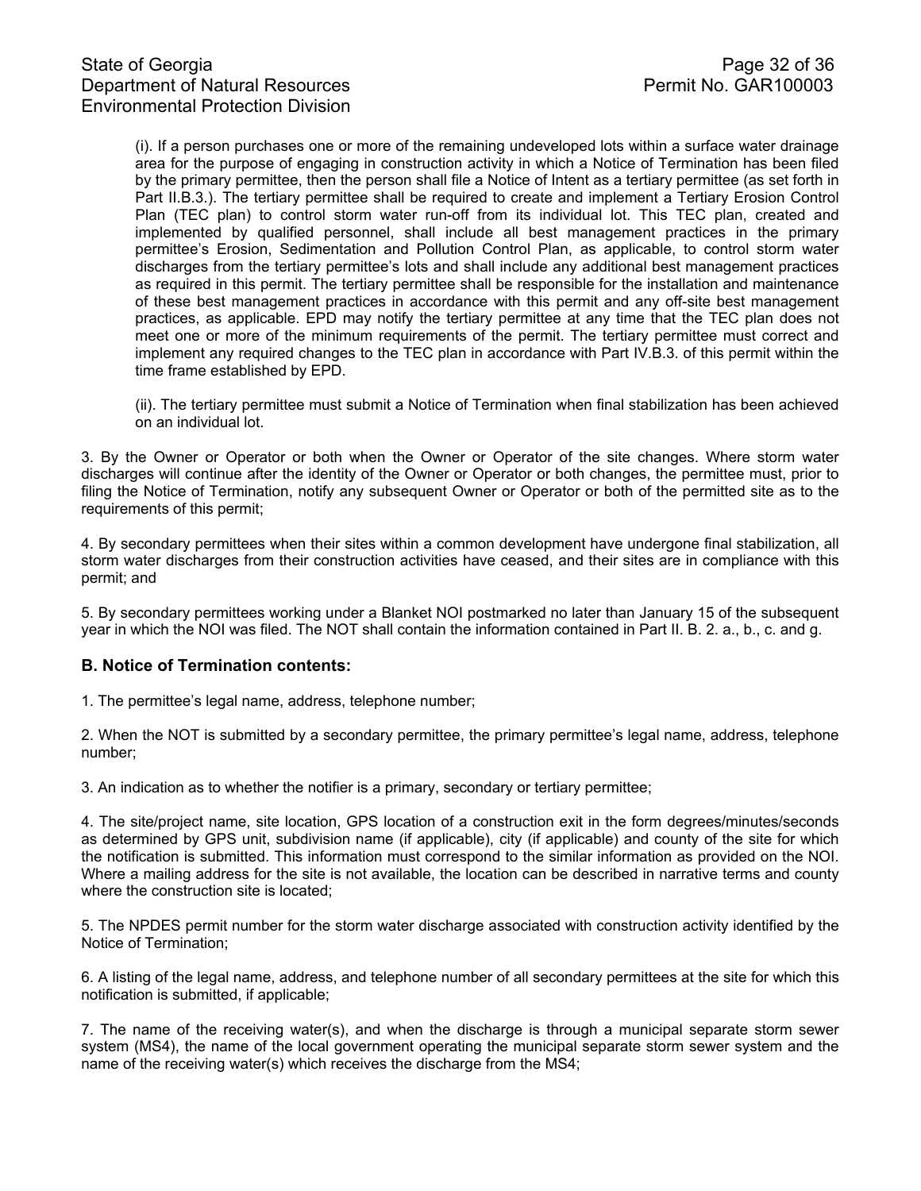(i). If a person purchases one or more of the remaining undeveloped lots within a surface water drainage area for the purpose of engaging in construction activity in which a Notice of Termination has been filed by the primary permittee, then the person shall file a Notice of Intent as a tertiary permittee (as set forth in Part II.B.3.). The tertiary permittee shall be required to create and implement a Tertiary Erosion Control Plan (TEC plan) to control storm water run-off from its individual lot. This TEC plan, created and implemented by qualified personnel, shall include all best management practices in the primary permittee's Erosion, Sedimentation and Pollution Control Plan, as applicable, to control storm water discharges from the tertiary permittee's lots and shall include any additional best management practices as required in this permit. The tertiary permittee shall be responsible for the installation and maintenance of these best management practices in accordance with this permit and any off-site best management practices, as applicable. EPD may notify the tertiary permittee at any time that the TEC plan does not meet one or more of the minimum requirements of the permit. The tertiary permittee must correct and implement any required changes to the TEC plan in accordance with Part IV.B.3. of this permit within the time frame established by EPD.

(ii). The tertiary permittee must submit a Notice of Termination when final stabilization has been achieved on an individual lot.

3. By the Owner or Operator or both when the Owner or Operator of the site changes. Where storm water discharges will continue after the identity of the Owner or Operator or both changes, the permittee must, prior to filing the Notice of Termination, notify any subsequent Owner or Operator or both of the permitted site as to the requirements of this permit;

4. By secondary permittees when their sites within a common development have undergone final stabilization, all storm water discharges from their construction activities have ceased, and their sites are in compliance with this permit; and

5. By secondary permittees working under a Blanket NOI postmarked no later than January 15 of the subsequent year in which the NOI was filed. The NOT shall contain the information contained in Part II. B. 2. a., b., c. and g.

### B. Notice of Termination contents:

1. The permittee's legal name, address, telephone number;

2. When the NOT is submitted by a secondary permittee, the primary permittee's legal name, address, telephone number;

3. An indication as to whether the notifier is a primary, secondary or tertiary permittee;

4. The site/project name, site location, GPS location of a construction exit in the form degrees/minutes/seconds as determined by GPS unit, subdivision name (if applicable), city (if applicable) and county of the site for which the notification is submitted. This information must correspond to the similar information as provided on the NOI. Where a mailing address for the site is not available, the location can be described in narrative terms and county where the construction site is located;

5. The NPDES permit number for the storm water discharge associated with construction activity identified by the Notice of Termination;

6. A listing of the legal name, address, and telephone number of all secondary permittees at the site for which this notification is submitted, if applicable;

7. The name of the receiving water(s), and when the discharge is through a municipal separate storm sewer system (MS4), the name of the local government operating the municipal separate storm sewer system and the name of the receiving water(s) which receives the discharge from the MS4;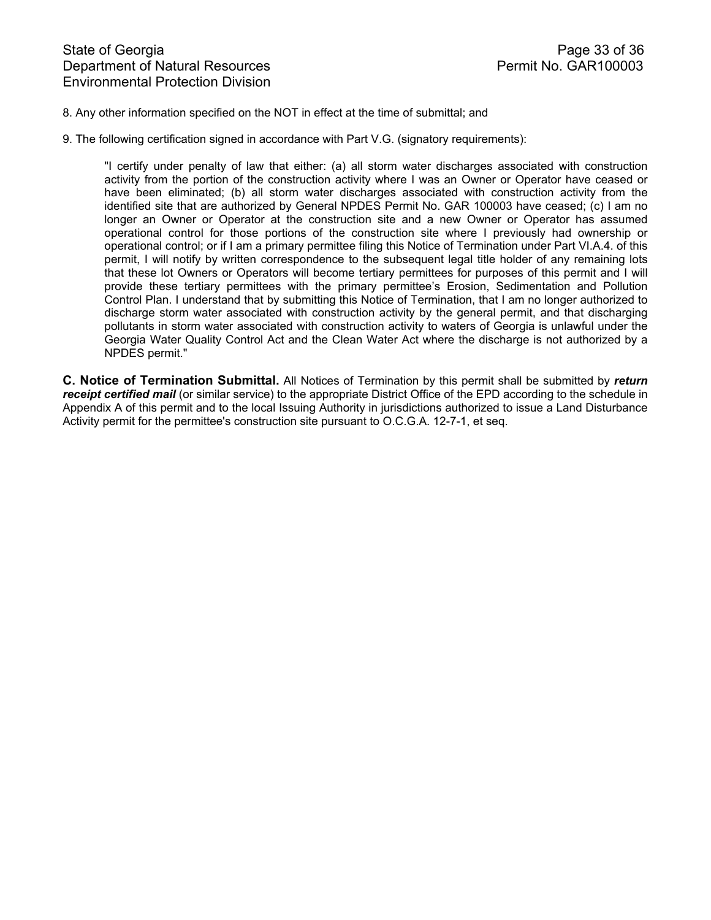8. Any other information specified on the NOT in effect at the time of submittal; and

9. The following certification signed in accordance with Part V.G. (signatory requirements):

> "I certify under penalty of law that either: (a) all storm water discharges associated with construction activity from the portion of the construction activity where I was an Owner or Operator have ceased or have been eliminated; (b) all storm water discharges associated with construction activity from the identified site that are authorized by General NPDES Permit No. GAR 100003 have ceased; (c) I am no longer an Owner or Operator at the construction site and a new Owner or Operator has assumed operational control for those portions of the construction site where I previously had ownership or operational control; or if I am a primary permittee filing this Notice of Termination under Part VI.A.4. of this permit, I will notify by written correspondence to the subsequent legal title holder of any remaining lots that these lot Owners or Operators will become tertiary permittees for purposes of this permit and I will provide these tertiary permittees with the primary permittee's Erosion, Sedimentation and Pollution Control Plan. I understand that by submitting this Notice of Termination, that I am no longer authorized to discharge storm water associated with construction activity by the general permit, and that discharging pollutants in storm water associated with construction activity to waters of Georgia is unlawful under the Georgia Water Quality Control Act and the Clean Water Act where the discharge is not authorized by a NPDES permit."

**C. Notice of Termination Submittal.** All Notices of Termination by this permit shall be submitted by ***return receipt certified mail*** (or similar service) to the appropriate District Office of the EPD according to the schedule in Appendix A of this permit and to the local Issuing Authority in jurisdictions authorized to issue a Land Disturbance Activity permit for the permittee's construction site pursuant to O.C.G.A. 12-7-1, et seq.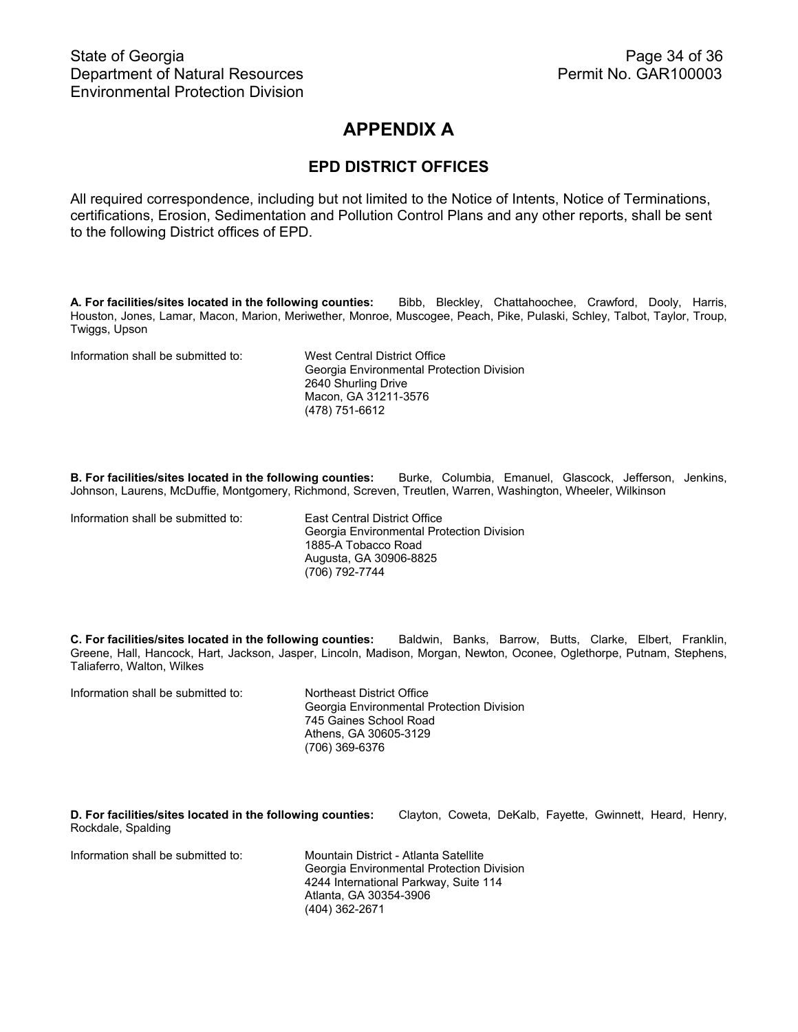# APPENDIX A

## EPD DISTRICT OFFICES

All required correspondence, including but not limited to the Notice of Intents, Notice of Terminations, certifications, Erosion, Sedimentation and Pollution Control Plans and any other reports, shall be sent to the following District offices of EPD.

**A. For facilities/sites located in the following counties:** Bibb, Bleckley, Chattahoochee, Crawford, Dooly, Harris, Houston, Jones, Lamar, Macon, Marion, Meriwether, Monroe, Muscogee, Peach, Pike, Pulaski, Schley, Talbot, Taylor, Troup, Twiggs, Upson

Information shall be submitted to:

West Central District Office
Georgia Environmental Protection Division
2640 Shurling Drive
Macon, GA 31211-3576
(478) 751-6612

**B. For facilities/sites located in the following counties:** Burke, Columbia, Emanuel, Glascock, Jefferson, Jenkins, Johnson, Laurens, McDuffie, Montgomery, Richmond, Screven, Treutlen, Warren, Washington, Wheeler, Wilkinson

Information shall be submitted to:

East Central District Office
Georgia Environmental Protection Division
1885-A Tobacco Road
Augusta, GA 30906-8825
(706) 792-7744

**C. For facilities/sites located in the following counties:** Baldwin, Banks, Barrow, Butts, Clarke, Elbert, Franklin, Greene, Hall, Hancock, Hart, Jackson, Jasper, Lincoln, Madison, Morgan, Newton, Oconee, Oglethorpe, Putnam, Stephens, Taliaferro, Walton, Wilkes

Information shall be submitted to:

Northeast District Office
Georgia Environmental Protection Division
745 Gaines School Road
Athens, GA 30605-3129
(706) 369-6376

**D. For facilities/sites located in the following counties:** Clayton, Coweta, DeKalb, Fayette, Gwinnett, Heard, Henry, Rockdale, Spalding

Information shall be submitted to:

Mountain District - Atlanta Satellite
Georgia Environmental Protection Division
4244 International Parkway, Suite 114
Atlanta, GA 30354-3906
(404) 362-2671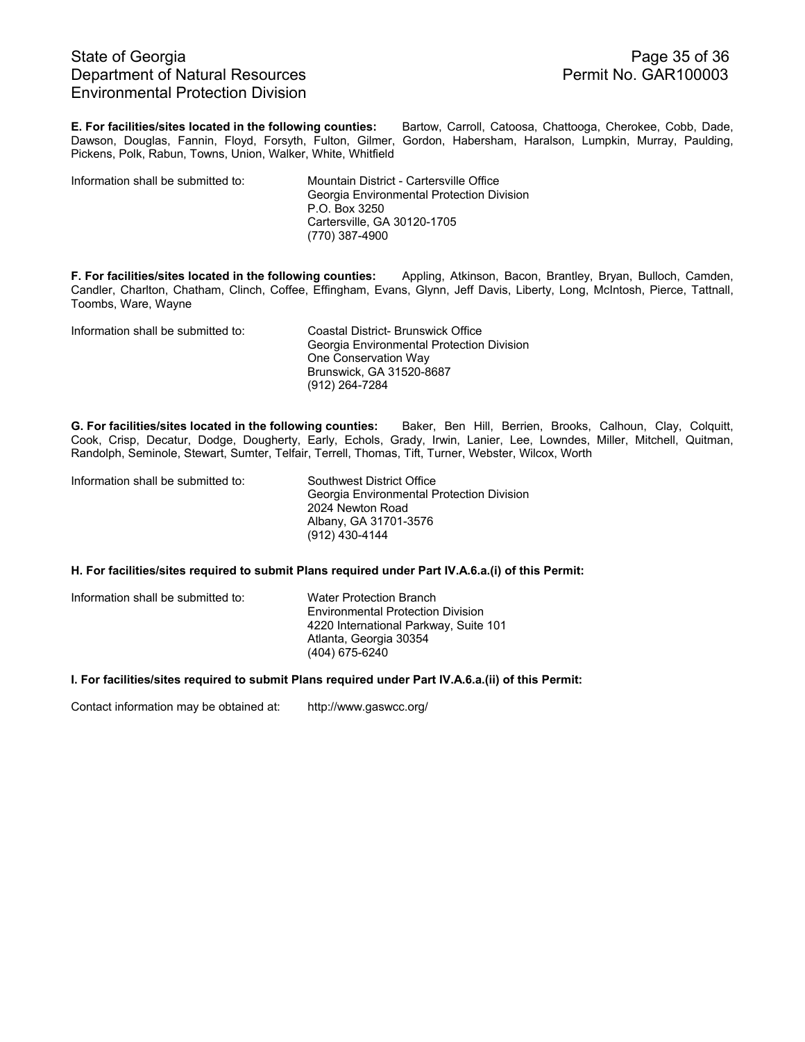**E. For facilities/sites located in the following counties:** Bartow, Carroll, Catoosa, Chattooga, Cherokee, Cobb, Dade, Dawson, Douglas, Fannin, Floyd, Forsyth, Fulton, Gilmer, Gordon, Habersham, Haralson, Lumpkin, Murray, Paulding, Pickens, Polk, Rabun, Towns, Union, Walker, White, Whitfield

Information shall be submitted to:

Mountain District - Cartersville Office
Georgia Environmental Protection Division
P.O. Box 3250
Cartersville, GA 30120-1705
(770) 387-4900

**F. For facilities/sites located in the following counties:** Appling, Atkinson, Bacon, Brantley, Bryan, Bulloch, Camden, Candler, Charlton, Chatham, Clinch, Coffee, Effingham, Evans, Glynn, Jeff Davis, Liberty, Long, McIntosh, Pierce, Tattnall, Toombs, Ware, Wayne

Information shall be submitted to:

Coastal District- Brunswick Office
Georgia Environmental Protection Division
One Conservation Way
Brunswick, GA 31520-8687
(912) 264-7284

**G. For facilities/sites located in the following counties:** Baker, Ben Hill, Berrien, Brooks, Calhoun, Clay, Colquitt, Cook, Crisp, Decatur, Dodge, Dougherty, Early, Echols, Grady, Irwin, Lanier, Lee, Lowndes, Miller, Mitchell, Quitman, Randolph, Seminole, Stewart, Sumter, Telfair, Terrell, Thomas, Tift, Turner, Webster, Wilcox, Worth

Information shall be submitted to:

Southwest District Office
Georgia Environmental Protection Division
2024 Newton Road
Albany, GA 31701-3576
(912) 430-4144

**H. For facilities/sites required to submit Plans required under Part IV.A.6.a.(i) of this Permit:**

Information shall be submitted to:

Water Protection Branch
Environmental Protection Division
4220 International Parkway, Suite 101
Atlanta, Georgia 30354
(404) 675-6240

**I. For facilities/sites required to submit Plans required under Part IV.A.6.a.(ii) of this Permit:**

Contact information may be obtained at: http://www.gaswcc.org/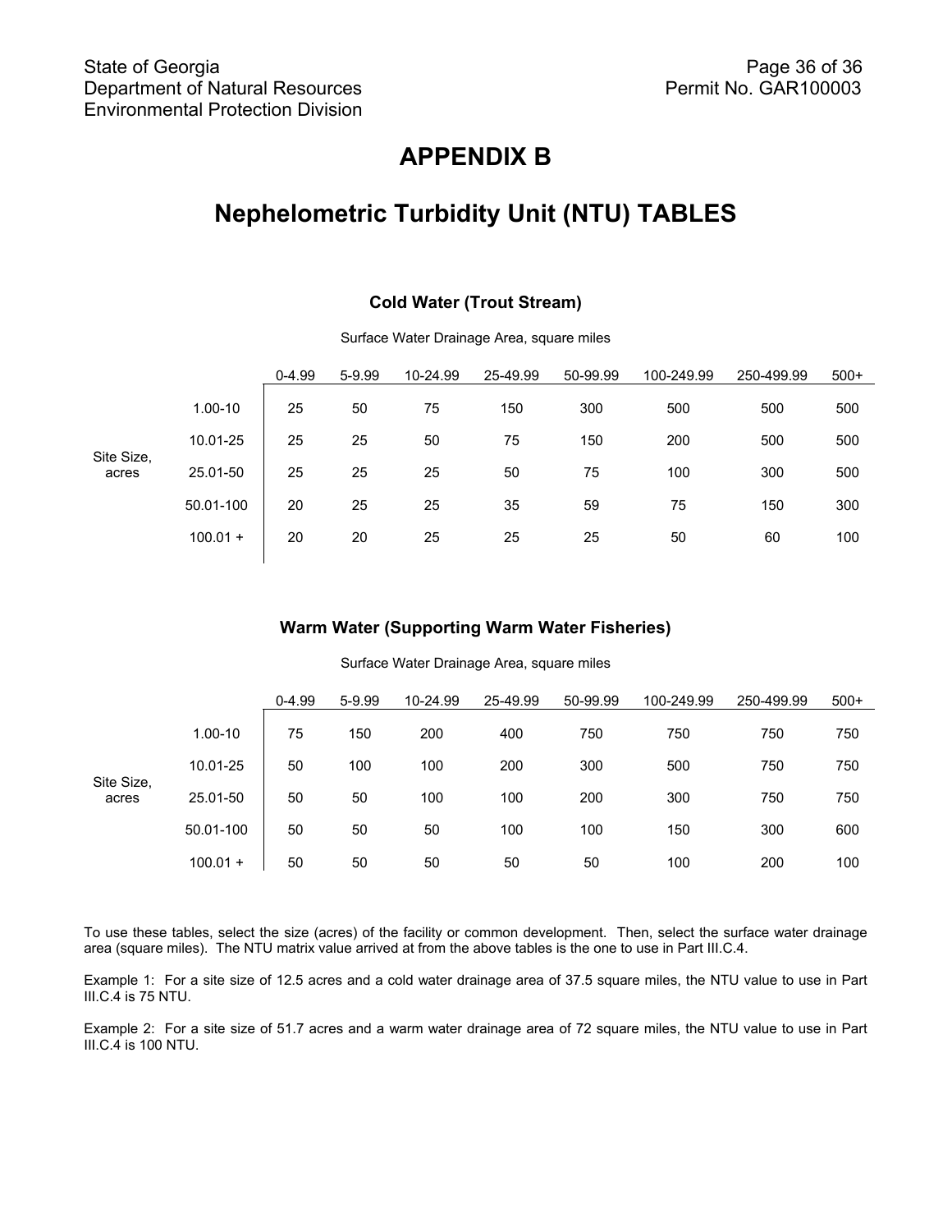# APPENDIX B

# Nephelometric Turbidity Unit (NTU) TABLES

### Cold Water (Trout Stream)

Surface Water Drainage Area, square miles

| | | 0-4.99 | 5-9.99 | 10-24.99 | 25-49.99 | 50-99.99 | 100-249.99 | 250-499.99 | 500+ |
|---|---|---|---|---|---|---|---|---|---|
| Site Size, acres | 1.00-10 | 25 | 50 | 75 | 150 | 300 | 500 | 500 | 500 |
| | 10.01-25 | 25 | 25 | 50 | 75 | 150 | 200 | 500 | 500 |
| | 25.01-50 | 25 | 25 | 25 | 50 | 75 | 100 | 300 | 500 |
| | 50.01-100 | 20 | 25 | 25 | 35 | 59 | 75 | 150 | 300 |
| | 100.01 + | 20 | 20 | 25 | 25 | 25 | 50 | 60 | 100 |

### Warm Water (Supporting Warm Water Fisheries)

Surface Water Drainage Area, square miles

| | | 0-4.99 | 5-9.99 | 10-24.99 | 25-49.99 | 50-99.99 | 100-249.99 | 250-499.99 | 500+ |
|---|---|---|---|---|---|---|---|---|---|
| Site Size, acres | 1.00-10 | 75 | 150 | 200 | 400 | 750 | 750 | 750 | 750 |
| | 10.01-25 | 50 | 100 | 100 | 200 | 300 | 500 | 750 | 750 |
| | 25.01-50 | 50 | 50 | 100 | 100 | 200 | 300 | 750 | 750 |
| | 50.01-100 | 50 | 50 | 50 | 100 | 100 | 150 | 300 | 600 |
| | 100.01 + | 50 | 50 | 50 | 50 | 50 | 100 | 200 | 100 |

To use these tables, select the size (acres) of the facility or common development. Then, select the surface water drainage area (square miles). The NTU matrix value arrived at from the above tables is the one to use in Part III.C.4.

Example 1: For a site size of 12.5 acres and a cold water drainage area of 37.5 square miles, the NTU value to use in Part III.C.4 is 75 NTU.

Example 2: For a site size of 51.7 acres and a warm water drainage area of 72 square miles, the NTU value to use in Part III.C.4 is 100 NTU.